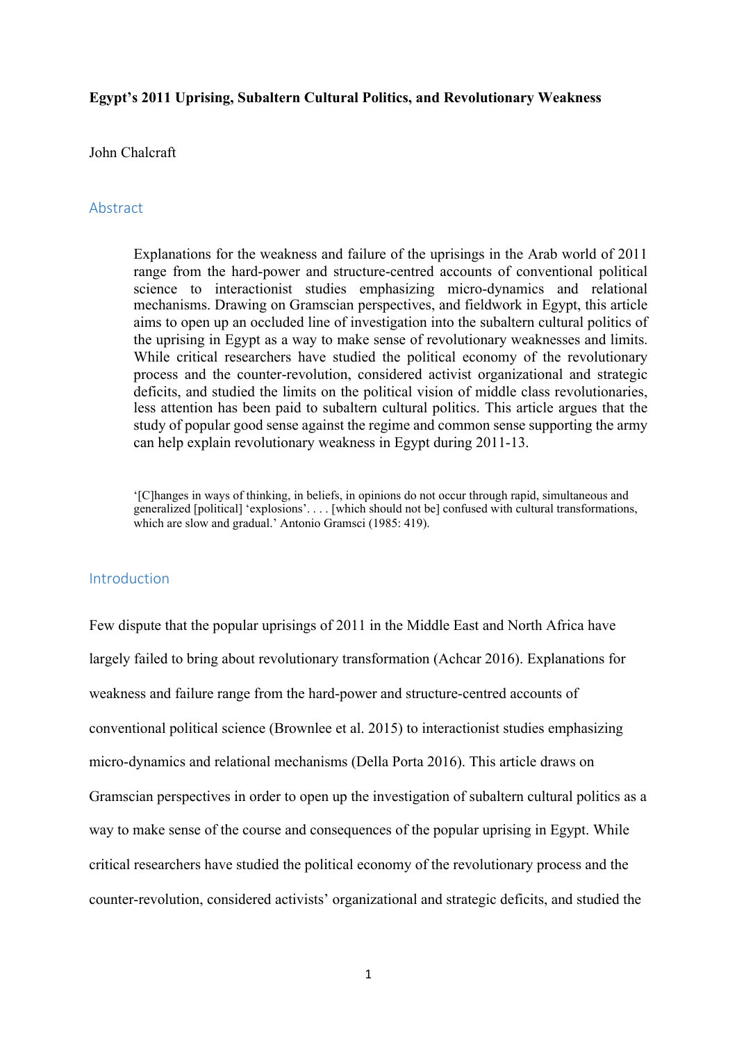**Egypt's 2011 Uprising, Subaltern Cultural Politics, and Revolutionary Weakness**

John Chalcraft

## Abstract

> Explanations for the weakness and failure of the uprisings in the Arab world of 2011 range from the hard-power and structure-centred accounts of conventional political science to interactionist studies emphasizing micro-dynamics and relational mechanisms. Drawing on Gramscian perspectives, and fieldwork in Egypt, this article aims to open up an occluded line of investigation into the subaltern cultural politics of the uprising in Egypt as a way to make sense of revolutionary weaknesses and limits. While critical researchers have studied the political economy of the revolutionary process and the counter-revolution, considered activist organizational and strategic deficits, and studied the limits on the political vision of middle class revolutionaries, less attention has been paid to subaltern cultural politics. This article argues that the study of popular good sense against the regime and common sense supporting the army can help explain revolutionary weakness in Egypt during 2011-13.

> '[C]hanges in ways of thinking, in beliefs, in opinions do not occur through rapid, simultaneous and generalized [political] 'explosions'. . . . [which should not be] confused with cultural transformations, which are slow and gradual.' Antonio Gramsci (1985: 419).

## Introduction

Few dispute that the popular uprisings of 2011 in the Middle East and North Africa have largely failed to bring about revolutionary transformation (Achcar 2016). Explanations for weakness and failure range from the hard-power and structure-centred accounts of conventional political science (Brownlee et al. 2015) to interactionist studies emphasizing micro-dynamics and relational mechanisms (Della Porta 2016). This article draws on Gramscian perspectives in order to open up the investigation of subaltern cultural politics as a way to make sense of the course and consequences of the popular uprising in Egypt. While critical researchers have studied the political economy of the revolutionary process and the counter-revolution, considered activists' organizational and strategic deficits, and studied the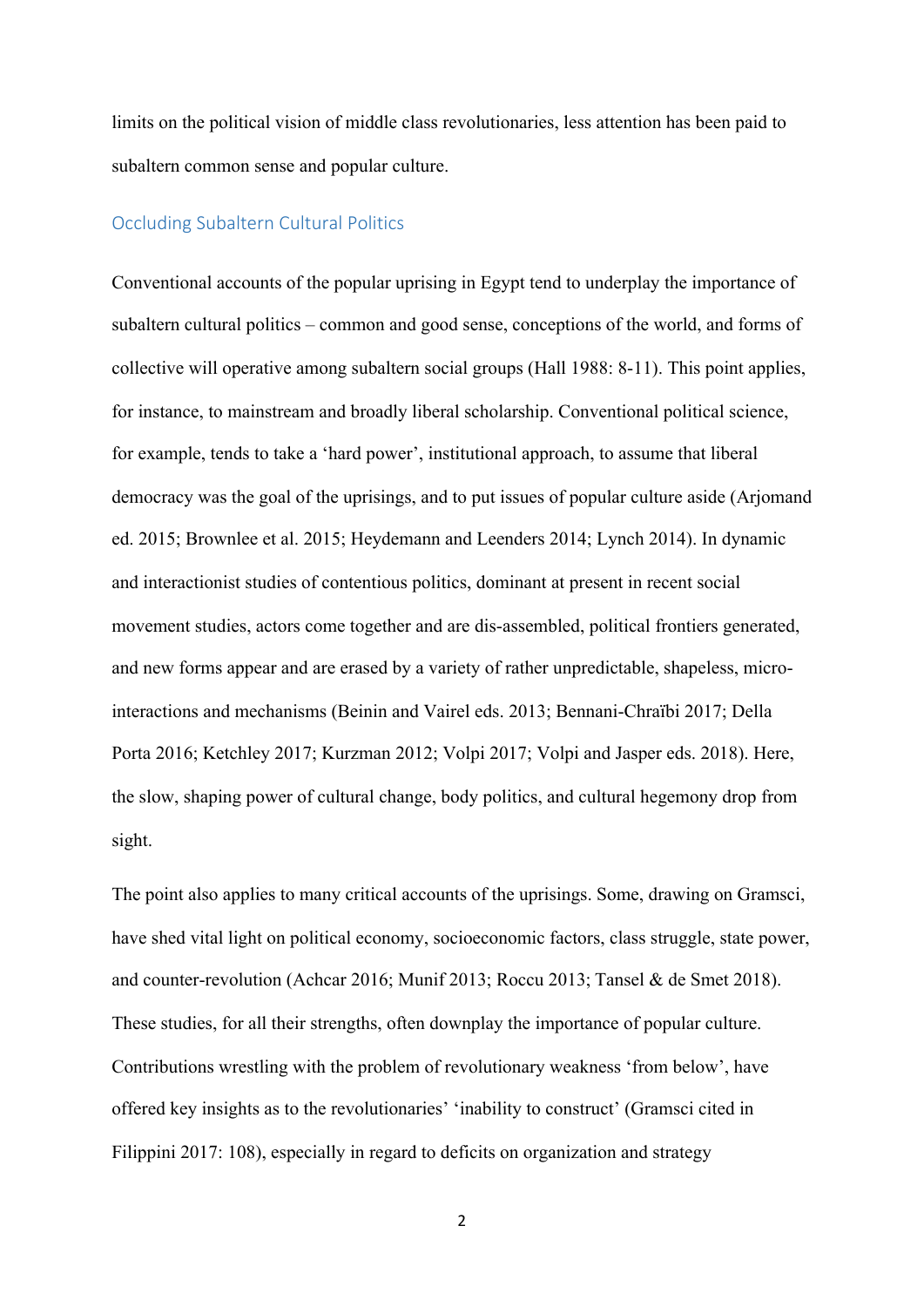limits on the political vision of middle class revolutionaries, less attention has been paid to subaltern common sense and popular culture.

## Occluding Subaltern Cultural Politics

Conventional accounts of the popular uprising in Egypt tend to underplay the importance of subaltern cultural politics – common and good sense, conceptions of the world, and forms of collective will operative among subaltern social groups (Hall 1988: 8-11). This point applies, for instance, to mainstream and broadly liberal scholarship. Conventional political science, for example, tends to take a 'hard power', institutional approach, to assume that liberal democracy was the goal of the uprisings, and to put issues of popular culture aside (Arjomand ed. 2015; Brownlee et al. 2015; Heydemann and Leenders 2014; Lynch 2014). In dynamic and interactionist studies of contentious politics, dominant at present in recent social movement studies, actors come together and are dis-assembled, political frontiers generated, and new forms appear and are erased by a variety of rather unpredictable, shapeless, micro-interactions and mechanisms (Beinin and Vairel eds. 2013; Bennani-Chraïbi 2017; Della Porta 2016; Ketchley 2017; Kurzman 2012; Volpi 2017; Volpi and Jasper eds. 2018). Here, the slow, shaping power of cultural change, body politics, and cultural hegemony drop from sight.

The point also applies to many critical accounts of the uprisings. Some, drawing on Gramsci, have shed vital light on political economy, socioeconomic factors, class struggle, state power, and counter-revolution (Achcar 2016; Munif 2013; Roccu 2013; Tansel & de Smet 2018). These studies, for all their strengths, often downplay the importance of popular culture. Contributions wrestling with the problem of revolutionary weakness 'from below', have offered key insights as to the revolutionaries' 'inability to construct' (Gramsci cited in Filippini 2017: 108), especially in regard to deficits on organization and strategy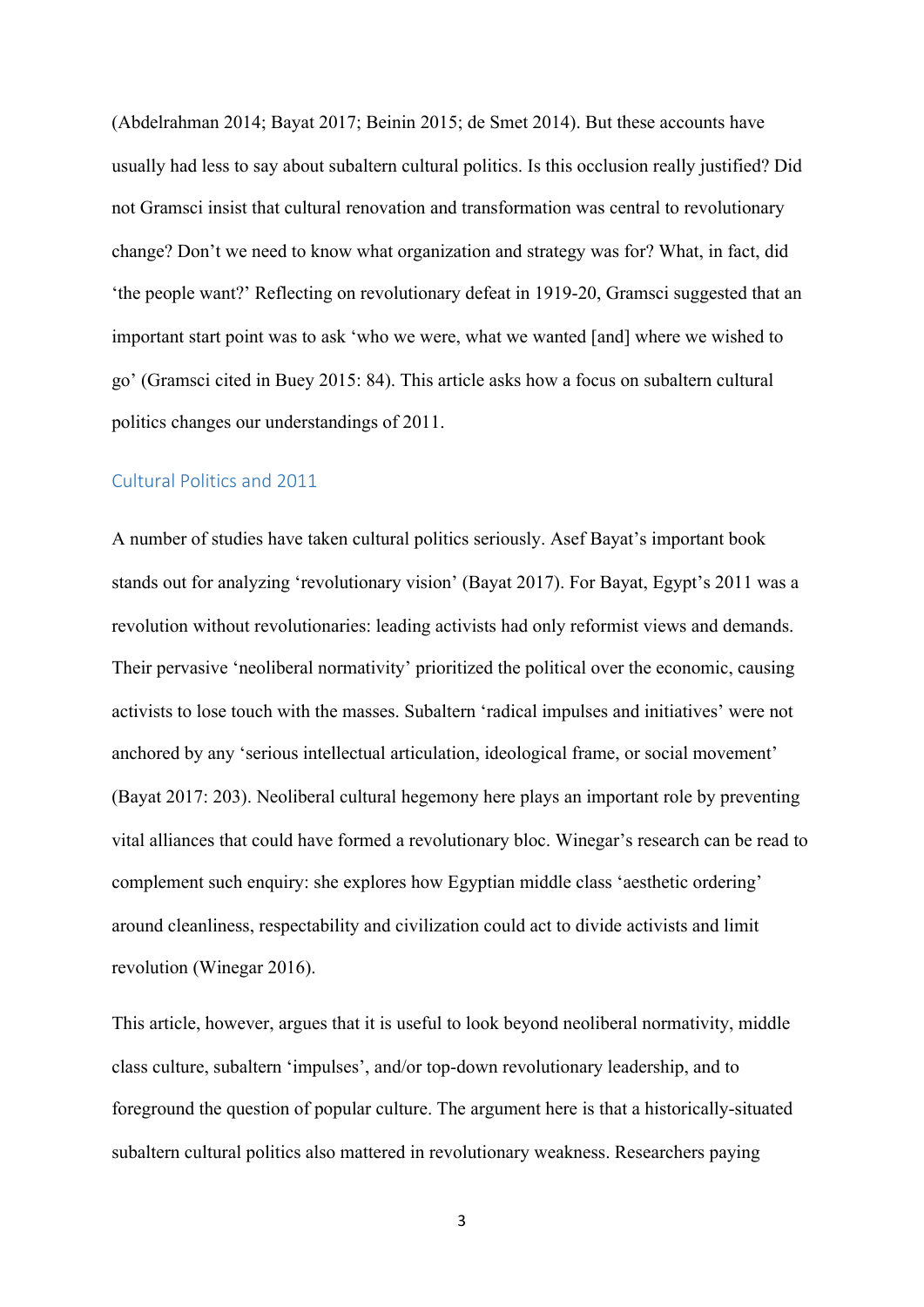(Abdelrahman 2014; Bayat 2017; Beinin 2015; de Smet 2014). But these accounts have usually had less to say about subaltern cultural politics. Is this occlusion really justified? Did not Gramsci insist that cultural renovation and transformation was central to revolutionary change? Don't we need to know what organization and strategy was for? What, in fact, did 'the people want?' Reflecting on revolutionary defeat in 1919-20, Gramsci suggested that an important start point was to ask 'who we were, what we wanted [and] where we wished to go' (Gramsci cited in Buey 2015: 84). This article asks how a focus on subaltern cultural politics changes our understandings of 2011.

## Cultural Politics and 2011

A number of studies have taken cultural politics seriously. Asef Bayat's important book stands out for analyzing 'revolutionary vision' (Bayat 2017). For Bayat, Egypt's 2011 was a revolution without revolutionaries: leading activists had only reformist views and demands. Their pervasive 'neoliberal normativity' prioritized the political over the economic, causing activists to lose touch with the masses. Subaltern 'radical impulses and initiatives' were not anchored by any 'serious intellectual articulation, ideological frame, or social movement' (Bayat 2017: 203). Neoliberal cultural hegemony here plays an important role by preventing vital alliances that could have formed a revolutionary bloc. Winegar's research can be read to complement such enquiry: she explores how Egyptian middle class 'aesthetic ordering' around cleanliness, respectability and civilization could act to divide activists and limit revolution (Winegar 2016).

This article, however, argues that it is useful to look beyond neoliberal normativity, middle class culture, subaltern 'impulses', and/or top-down revolutionary leadership, and to foreground the question of popular culture. The argument here is that a historically-situated subaltern cultural politics also mattered in revolutionary weakness. Researchers paying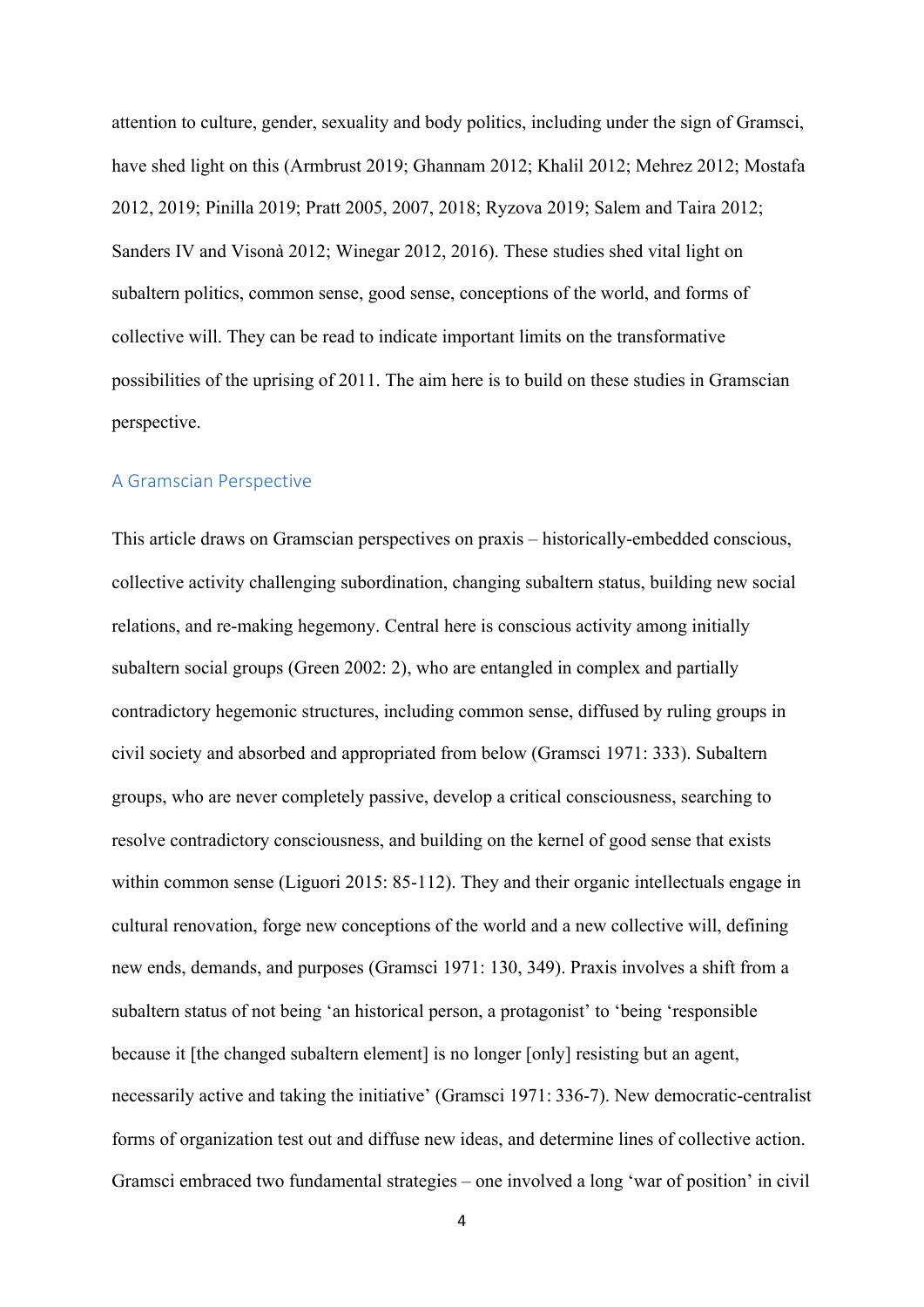attention to culture, gender, sexuality and body politics, including under the sign of Gramsci, have shed light on this (Armbrust 2019; Ghannam 2012; Khalil 2012; Mehrez 2012; Mostafa 2012, 2019; Pinilla 2019; Pratt 2005, 2007, 2018; Ryzova 2019; Salem and Taira 2012; Sanders IV and Visonà 2012; Winegar 2012, 2016). These studies shed vital light on subaltern politics, common sense, good sense, conceptions of the world, and forms of collective will. They can be read to indicate important limits on the transformative possibilities of the uprising of 2011. The aim here is to build on these studies in Gramscian perspective.

## A Gramscian Perspective

This article draws on Gramscian perspectives on praxis – historically-embedded conscious, collective activity challenging subordination, changing subaltern status, building new social relations, and re-making hegemony. Central here is conscious activity among initially subaltern social groups (Green 2002: 2), who are entangled in complex and partially contradictory hegemonic structures, including common sense, diffused by ruling groups in civil society and absorbed and appropriated from below (Gramsci 1971: 333). Subaltern groups, who are never completely passive, develop a critical consciousness, searching to resolve contradictory consciousness, and building on the kernel of good sense that exists within common sense (Liguori 2015: 85-112). They and their organic intellectuals engage in cultural renovation, forge new conceptions of the world and a new collective will, defining new ends, demands, and purposes (Gramsci 1971: 130, 349). Praxis involves a shift from a subaltern status of not being 'an historical person, a protagonist' to 'being 'responsible because it [the changed subaltern element] is no longer [only] resisting but an agent, necessarily active and taking the initiative' (Gramsci 1971: 336-7). New democratic-centralist forms of organization test out and diffuse new ideas, and determine lines of collective action. Gramsci embraced two fundamental strategies – one involved a long 'war of position' in civil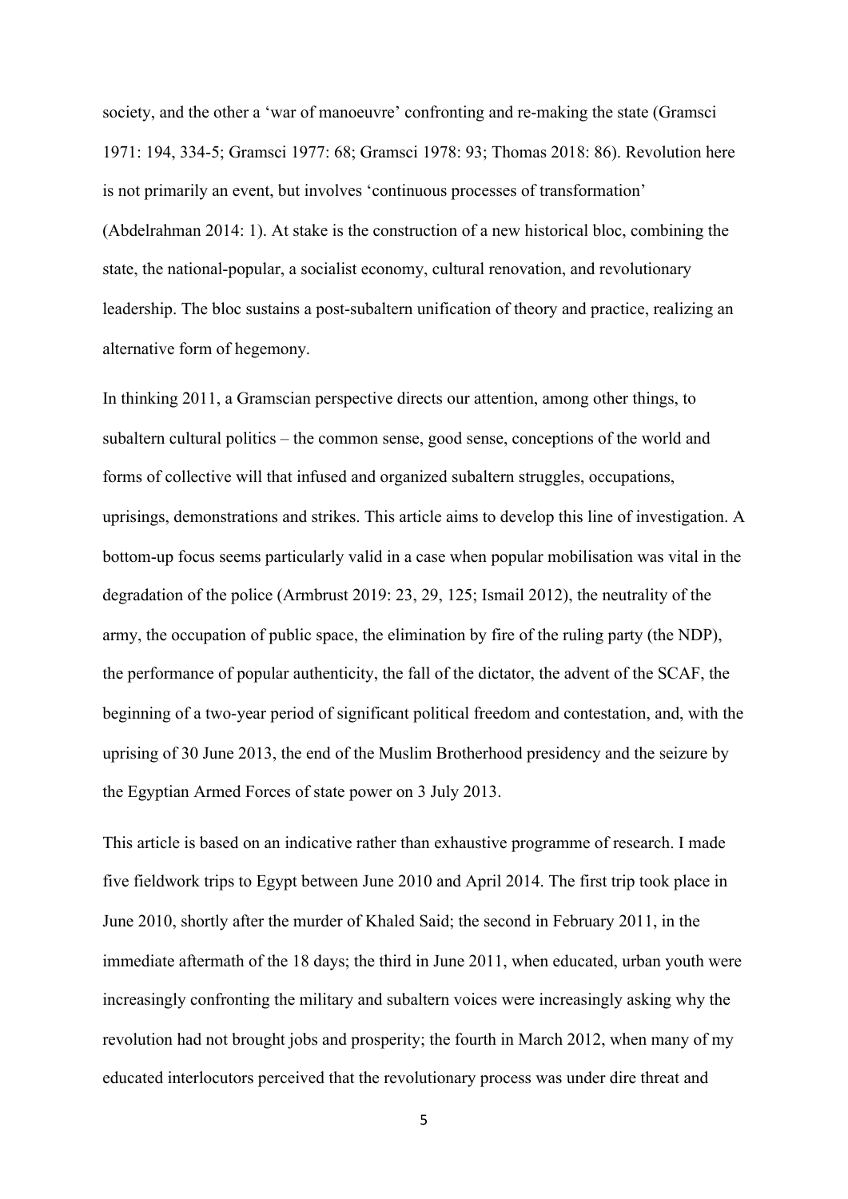society, and the other a 'war of manoeuvre' confronting and re-making the state (Gramsci 1971: 194, 334-5; Gramsci 1977: 68; Gramsci 1978: 93; Thomas 2018: 86). Revolution here is not primarily an event, but involves 'continuous processes of transformation' (Abdelrahman 2014: 1). At stake is the construction of a new historical bloc, combining the state, the national-popular, a socialist economy, cultural renovation, and revolutionary leadership. The bloc sustains a post-subaltern unification of theory and practice, realizing an alternative form of hegemony.

In thinking 2011, a Gramscian perspective directs our attention, among other things, to subaltern cultural politics – the common sense, good sense, conceptions of the world and forms of collective will that infused and organized subaltern struggles, occupations, uprisings, demonstrations and strikes. This article aims to develop this line of investigation. A bottom-up focus seems particularly valid in a case when popular mobilisation was vital in the degradation of the police (Armbrust 2019: 23, 29, 125; Ismail 2012), the neutrality of the army, the occupation of public space, the elimination by fire of the ruling party (the NDP), the performance of popular authenticity, the fall of the dictator, the advent of the SCAF, the beginning of a two-year period of significant political freedom and contestation, and, with the uprising of 30 June 2013, the end of the Muslim Brotherhood presidency and the seizure by the Egyptian Armed Forces of state power on 3 July 2013.

This article is based on an indicative rather than exhaustive programme of research. I made five fieldwork trips to Egypt between June 2010 and April 2014. The first trip took place in June 2010, shortly after the murder of Khaled Said; the second in February 2011, in the immediate aftermath of the 18 days; the third in June 2011, when educated, urban youth were increasingly confronting the military and subaltern voices were increasingly asking why the revolution had not brought jobs and prosperity; the fourth in March 2012, when many of my educated interlocutors perceived that the revolutionary process was under dire threat and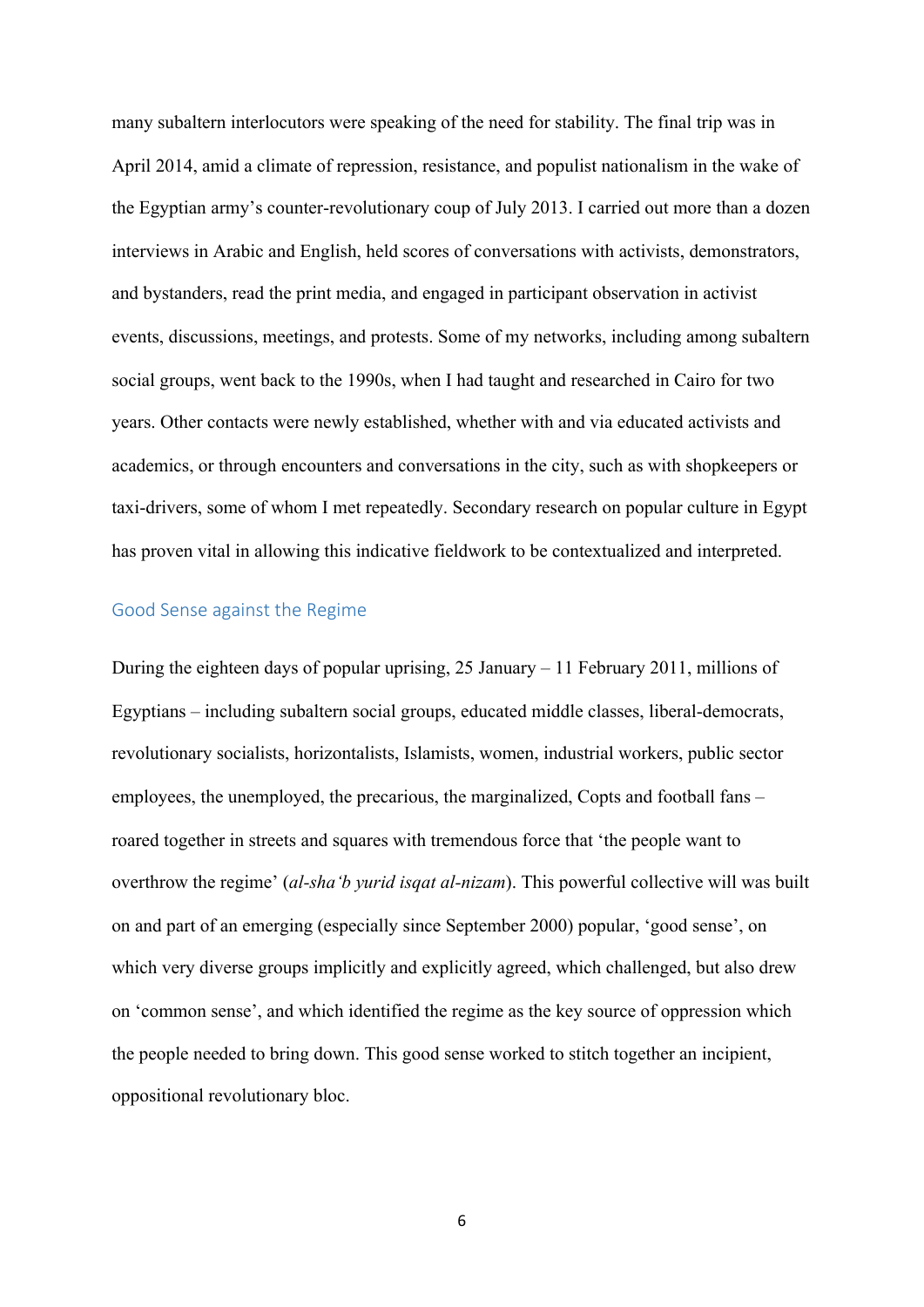many subaltern interlocutors were speaking of the need for stability. The final trip was in April 2014, amid a climate of repression, resistance, and populist nationalism in the wake of the Egyptian army's counter-revolutionary coup of July 2013. I carried out more than a dozen interviews in Arabic and English, held scores of conversations with activists, demonstrators, and bystanders, read the print media, and engaged in participant observation in activist events, discussions, meetings, and protests. Some of my networks, including among subaltern social groups, went back to the 1990s, when I had taught and researched in Cairo for two years. Other contacts were newly established, whether with and via educated activists and academics, or through encounters and conversations in the city, such as with shopkeepers or taxi-drivers, some of whom I met repeatedly. Secondary research on popular culture in Egypt has proven vital in allowing this indicative fieldwork to be contextualized and interpreted.

## Good Sense against the Regime

During the eighteen days of popular uprising, 25 January – 11 February 2011, millions of Egyptians – including subaltern social groups, educated middle classes, liberal-democrats, revolutionary socialists, horizontalists, Islamists, women, industrial workers, public sector employees, the unemployed, the precarious, the marginalized, Copts and football fans – roared together in streets and squares with tremendous force that 'the people want to overthrow the regime' (*al-sha'b yurid isqat al-nizam*). This powerful collective will was built on and part of an emerging (especially since September 2000) popular, 'good sense', on which very diverse groups implicitly and explicitly agreed, which challenged, but also drew on 'common sense', and which identified the regime as the key source of oppression which the people needed to bring down. This good sense worked to stitch together an incipient, oppositional revolutionary bloc.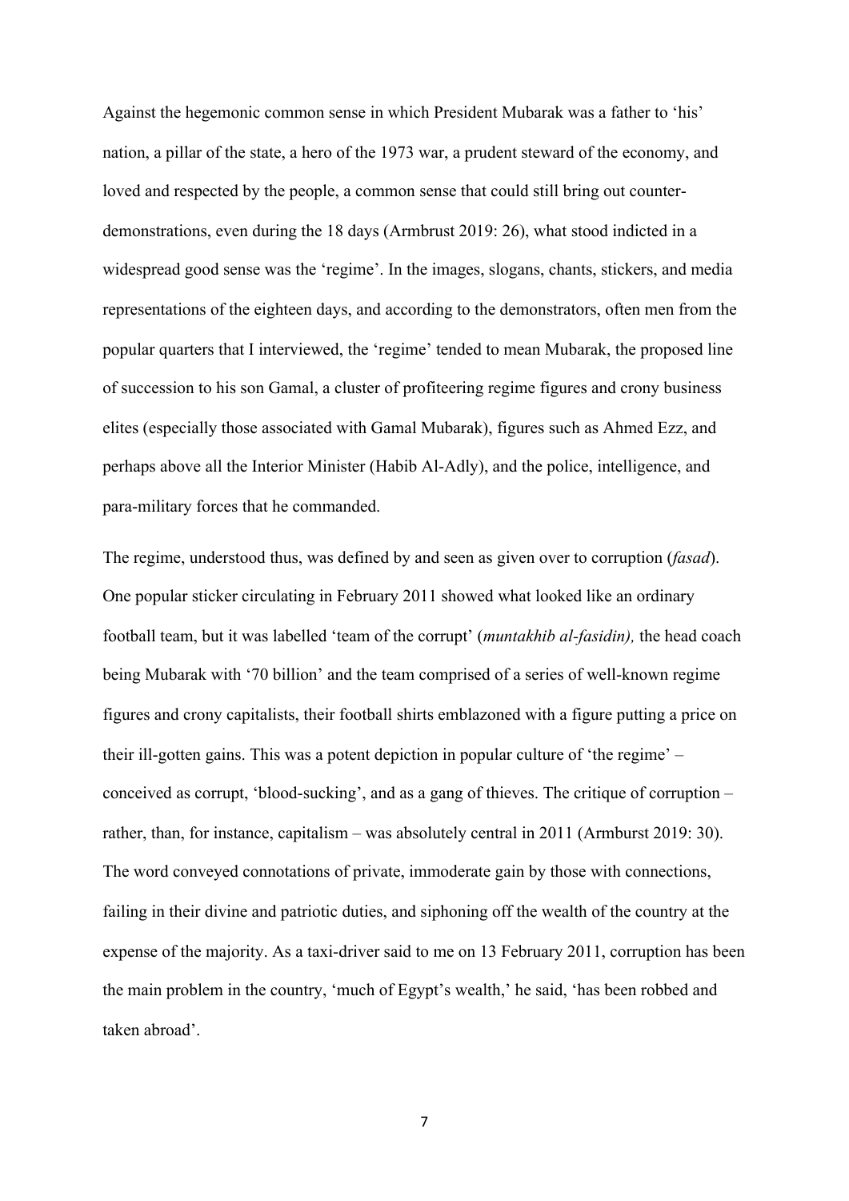Against the hegemonic common sense in which President Mubarak was a father to 'his' nation, a pillar of the state, a hero of the 1973 war, a prudent steward of the economy, and loved and respected by the people, a common sense that could still bring out counter-demonstrations, even during the 18 days (Armbrust 2019: 26), what stood indicted in a widespread good sense was the 'regime'. In the images, slogans, chants, stickers, and media representations of the eighteen days, and according to the demonstrators, often men from the popular quarters that I interviewed, the 'regime' tended to mean Mubarak, the proposed line of succession to his son Gamal, a cluster of profiteering regime figures and crony business elites (especially those associated with Gamal Mubarak), figures such as Ahmed Ezz, and perhaps above all the Interior Minister (Habib Al-Adly), and the police, intelligence, and para-military forces that he commanded.

The regime, understood thus, was defined by and seen as given over to corruption (*fasad*). One popular sticker circulating in February 2011 showed what looked like an ordinary football team, but it was labelled 'team of the corrupt' (*muntakhib al-fasidin),* the head coach being Mubarak with '70 billion' and the team comprised of a series of well-known regime figures and crony capitalists, their football shirts emblazoned with a figure putting a price on their ill-gotten gains. This was a potent depiction in popular culture of 'the regime' – conceived as corrupt, 'blood-sucking', and as a gang of thieves. The critique of corruption – rather, than, for instance, capitalism – was absolutely central in 2011 (Armburst 2019: 30). The word conveyed connotations of private, immoderate gain by those with connections, failing in their divine and patriotic duties, and siphoning off the wealth of the country at the expense of the majority. As a taxi-driver said to me on 13 February 2011, corruption has been the main problem in the country, 'much of Egypt's wealth,' he said, 'has been robbed and taken abroad'.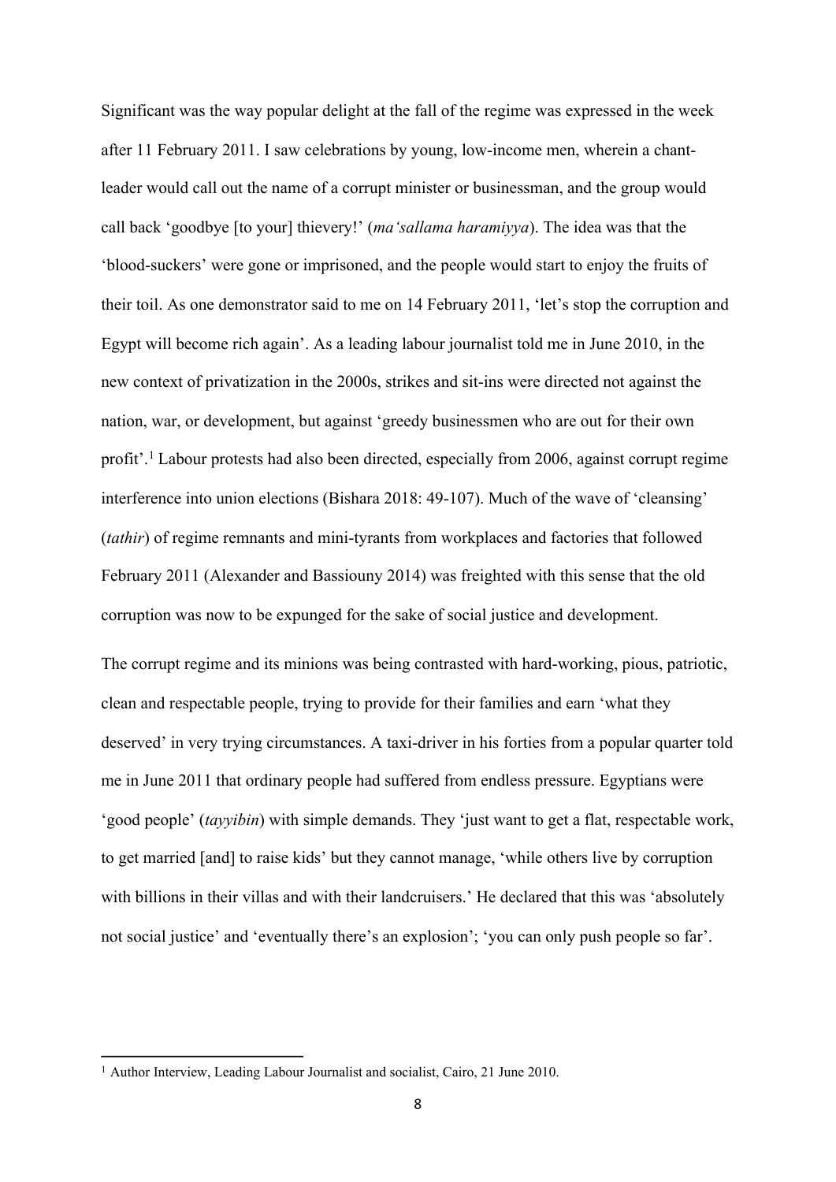Significant was the way popular delight at the fall of the regime was expressed in the week after 11 February 2011. I saw celebrations by young, low-income men, wherein a chant-leader would call out the name of a corrupt minister or businessman, and the group would call back 'goodbye [to your] thievery!' (*ma'sallama haramiyya*). The idea was that the 'blood-suckers' were gone or imprisoned, and the people would start to enjoy the fruits of their toil. As one demonstrator said to me on 14 February 2011, 'let's stop the corruption and Egypt will become rich again'. As a leading labour journalist told me in June 2010, in the new context of privatization in the 2000s, strikes and sit-ins were directed not against the nation, war, or development, but against 'greedy businessmen who are out for their own profit'.[1] Labour protests had also been directed, especially from 2006, against corrupt regime interference into union elections (Bishara 2018: 49-107). Much of the wave of 'cleansing' (*tathir*) of regime remnants and mini-tyrants from workplaces and factories that followed February 2011 (Alexander and Bassiouny 2014) was freighted with this sense that the old corruption was now to be expunged for the sake of social justice and development.

The corrupt regime and its minions was being contrasted with hard-working, pious, patriotic, clean and respectable people, trying to provide for their families and earn 'what they deserved' in very trying circumstances. A taxi-driver in his forties from a popular quarter told me in June 2011 that ordinary people had suffered from endless pressure. Egyptians were 'good people' (*tayyibin*) with simple demands. They 'just want to get a flat, respectable work, to get married [and] to raise kids' but they cannot manage, 'while others live by corruption with billions in their villas and with their landcruisers.' He declared that this was 'absolutely not social justice' and 'eventually there's an explosion'; 'you can only push people so far'.

[1] Author Interview, Leading Labour Journalist and socialist, Cairo, 21 June 2010.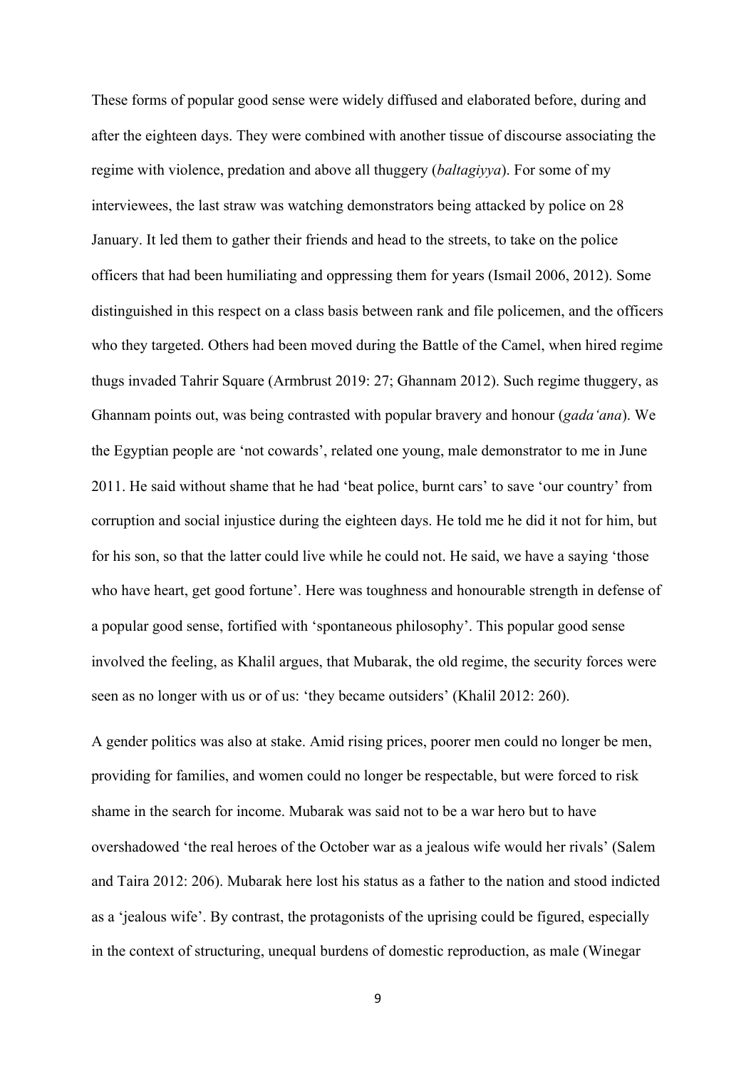These forms of popular good sense were widely diffused and elaborated before, during and after the eighteen days. They were combined with another tissue of discourse associating the regime with violence, predation and above all thuggery (*baltagiyya*). For some of my interviewees, the last straw was watching demonstrators being attacked by police on 28 January. It led them to gather their friends and head to the streets, to take on the police officers that had been humiliating and oppressing them for years (Ismail 2006, 2012). Some distinguished in this respect on a class basis between rank and file policemen, and the officers who they targeted. Others had been moved during the Battle of the Camel, when hired regime thugs invaded Tahrir Square (Armbrust 2019: 27; Ghannam 2012). Such regime thuggery, as Ghannam points out, was being contrasted with popular bravery and honour (*gada'ana*). We the Egyptian people are 'not cowards', related one young, male demonstrator to me in June 2011. He said without shame that he had 'beat police, burnt cars' to save 'our country' from corruption and social injustice during the eighteen days. He told me he did it not for him, but for his son, so that the latter could live while he could not. He said, we have a saying 'those who have heart, get good fortune'. Here was toughness and honourable strength in defense of a popular good sense, fortified with 'spontaneous philosophy'. This popular good sense involved the feeling, as Khalil argues, that Mubarak, the old regime, the security forces were seen as no longer with us or of us: 'they became outsiders' (Khalil 2012: 260).

A gender politics was also at stake. Amid rising prices, poorer men could no longer be men, providing for families, and women could no longer be respectable, but were forced to risk shame in the search for income. Mubarak was said not to be a war hero but to have overshadowed 'the real heroes of the October war as a jealous wife would her rivals' (Salem and Taira 2012: 206). Mubarak here lost his status as a father to the nation and stood indicted as a 'jealous wife'. By contrast, the protagonists of the uprising could be figured, especially in the context of structuring, unequal burdens of domestic reproduction, as male (Winegar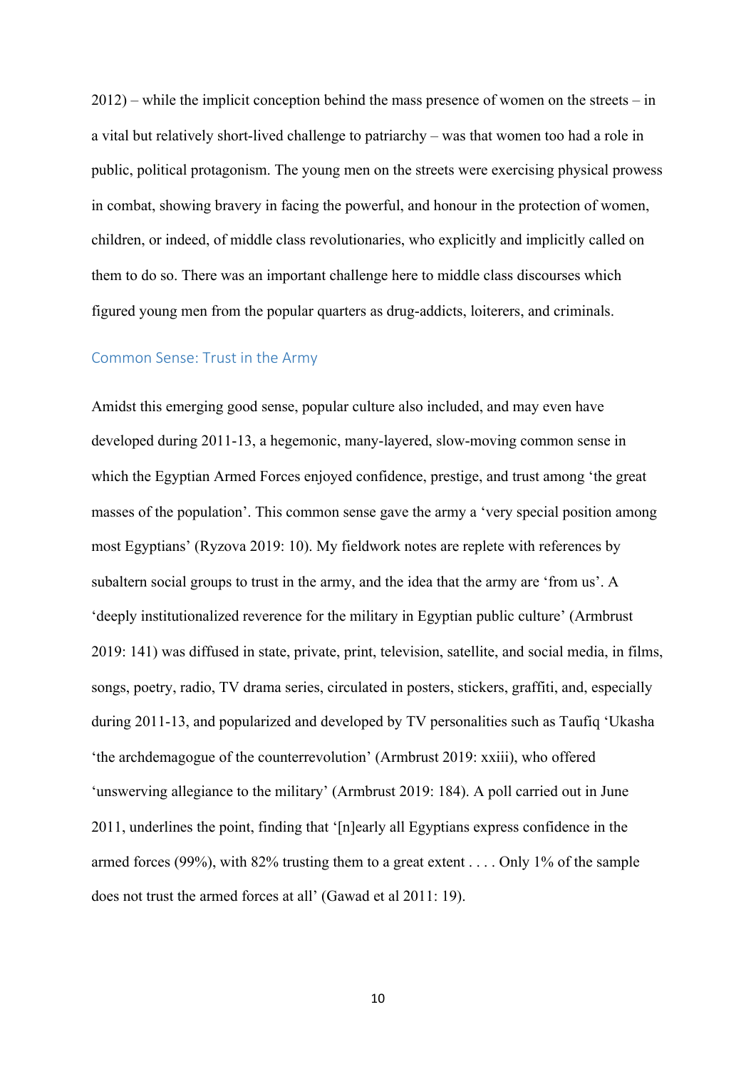2012) – while the implicit conception behind the mass presence of women on the streets – in a vital but relatively short-lived challenge to patriarchy – was that women too had a role in public, political protagonism. The young men on the streets were exercising physical prowess in combat, showing bravery in facing the powerful, and honour in the protection of women, children, or indeed, of middle class revolutionaries, who explicitly and implicitly called on them to do so. There was an important challenge here to middle class discourses which figured young men from the popular quarters as drug-addicts, loiterers, and criminals.

## Common Sense: Trust in the Army

Amidst this emerging good sense, popular culture also included, and may even have developed during 2011-13, a hegemonic, many-layered, slow-moving common sense in which the Egyptian Armed Forces enjoyed confidence, prestige, and trust among 'the great masses of the population'. This common sense gave the army a 'very special position among most Egyptians' (Ryzova 2019: 10). My fieldwork notes are replete with references by subaltern social groups to trust in the army, and the idea that the army are 'from us'. A 'deeply institutionalized reverence for the military in Egyptian public culture' (Armbrust 2019: 141) was diffused in state, private, print, television, satellite, and social media, in films, songs, poetry, radio, TV drama series, circulated in posters, stickers, graffiti, and, especially during 2011-13, and popularized and developed by TV personalities such as Taufiq 'Ukasha 'the archdemagogue of the counterrevolution' (Armbrust 2019: xxiii), who offered 'unswerving allegiance to the military' (Armbrust 2019: 184). A poll carried out in June 2011, underlines the point, finding that '[n]early all Egyptians express confidence in the armed forces (99%), with 82% trusting them to a great extent . . . . Only 1% of the sample does not trust the armed forces at all' (Gawad et al 2011: 19).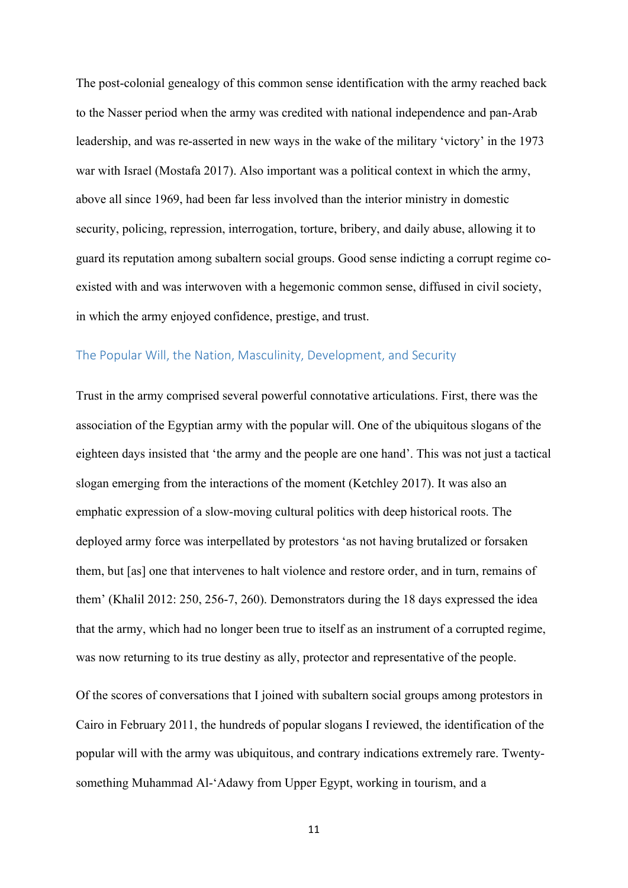The post-colonial genealogy of this common sense identification with the army reached back to the Nasser period when the army was credited with national independence and pan-Arab leadership, and was re-asserted in new ways in the wake of the military 'victory' in the 1973 war with Israel (Mostafa 2017). Also important was a political context in which the army, above all since 1969, had been far less involved than the interior ministry in domestic security, policing, repression, interrogation, torture, bribery, and daily abuse, allowing it to guard its reputation among subaltern social groups. Good sense indicting a corrupt regime co-existed with and was interwoven with a hegemonic common sense, diffused in civil society, in which the army enjoyed confidence, prestige, and trust.

## The Popular Will, the Nation, Masculinity, Development, and Security

Trust in the army comprised several powerful connotative articulations. First, there was the association of the Egyptian army with the popular will. One of the ubiquitous slogans of the eighteen days insisted that 'the army and the people are one hand'. This was not just a tactical slogan emerging from the interactions of the moment (Ketchley 2017). It was also an emphatic expression of a slow-moving cultural politics with deep historical roots. The deployed army force was interpellated by protestors 'as not having brutalized or forsaken them, but [as] one that intervenes to halt violence and restore order, and in turn, remains of them' (Khalil 2012: 250, 256-7, 260). Demonstrators during the 18 days expressed the idea that the army, which had no longer been true to itself as an instrument of a corrupted regime, was now returning to its true destiny as ally, protector and representative of the people.

Of the scores of conversations that I joined with subaltern social groups among protestors in Cairo in February 2011, the hundreds of popular slogans I reviewed, the identification of the popular will with the army was ubiquitous, and contrary indications extremely rare. Twenty-something Muhammad Al-'Adawy from Upper Egypt, working in tourism, and a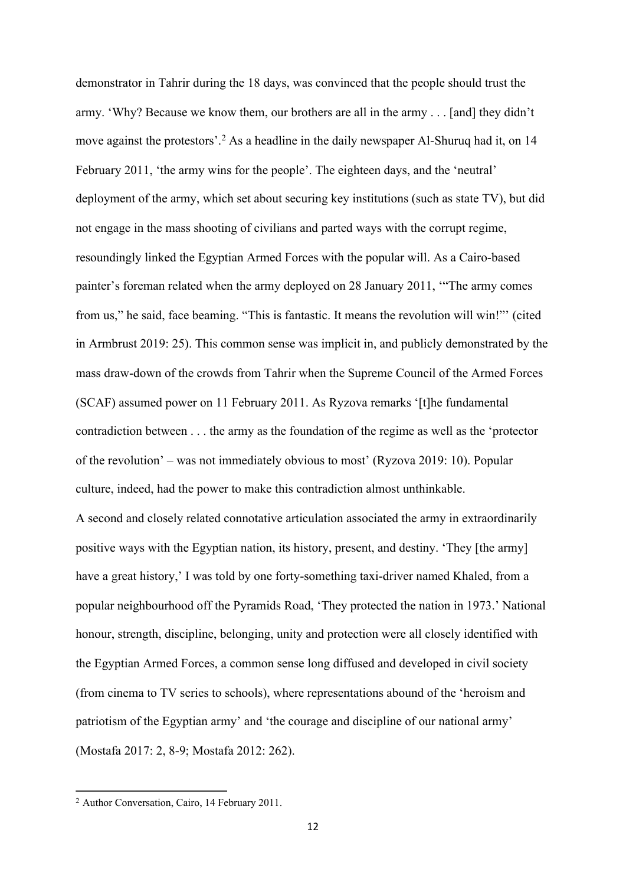demonstrator in Tahrir during the 18 days, was convinced that the people should trust the army. 'Why? Because we know them, our brothers are all in the army . . . [and] they didn't move against the protestors'.[2] As a headline in the daily newspaper Al-Shuruq had it, on 14 February 2011, 'the army wins for the people'. The eighteen days, and the 'neutral' deployment of the army, which set about securing key institutions (such as state TV), but did not engage in the mass shooting of civilians and parted ways with the corrupt regime, resoundingly linked the Egyptian Armed Forces with the popular will. As a Cairo-based painter's foreman related when the army deployed on 28 January 2011, '"The army comes from us," he said, face beaming. "This is fantastic. It means the revolution will win!"' (cited in Armbrust 2019: 25). This common sense was implicit in, and publicly demonstrated by the mass draw-down of the crowds from Tahrir when the Supreme Council of the Armed Forces (SCAF) assumed power on 11 February 2011. As Ryzova remarks '[t]he fundamental contradiction between . . . the army as the foundation of the regime as well as the 'protector of the revolution' – was not immediately obvious to most' (Ryzova 2019: 10). Popular culture, indeed, had the power to make this contradiction almost unthinkable.

A second and closely related connotative articulation associated the army in extraordinarily positive ways with the Egyptian nation, its history, present, and destiny. 'They [the army] have a great history,' I was told by one forty-something taxi-driver named Khaled, from a popular neighbourhood off the Pyramids Road, 'They protected the nation in 1973.' National honour, strength, discipline, belonging, unity and protection were all closely identified with the Egyptian Armed Forces, a common sense long diffused and developed in civil society (from cinema to TV series to schools), where representations abound of the 'heroism and patriotism of the Egyptian army' and 'the courage and discipline of our national army' (Mostafa 2017: 2, 8-9; Mostafa 2012: 262).

[2] Author Conversation, Cairo, 14 February 2011.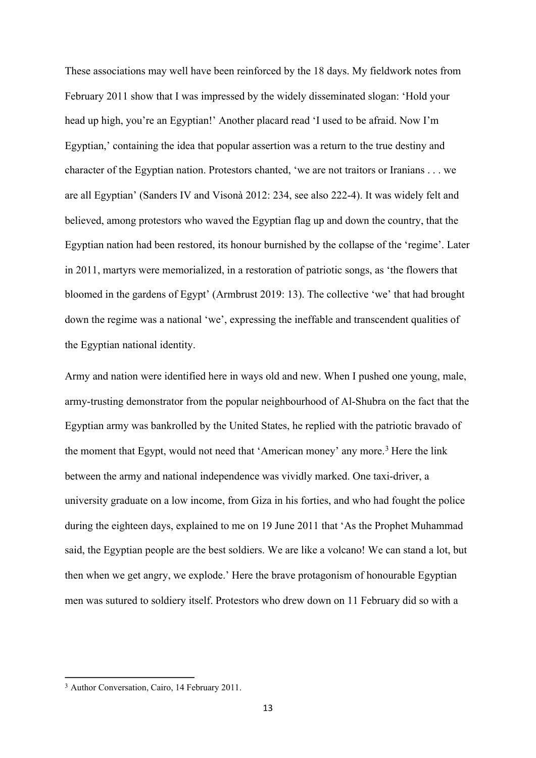These associations may well have been reinforced by the 18 days. My fieldwork notes from February 2011 show that I was impressed by the widely disseminated slogan: 'Hold your head up high, you're an Egyptian!' Another placard read 'I used to be afraid. Now I'm Egyptian,' containing the idea that popular assertion was a return to the true destiny and character of the Egyptian nation. Protestors chanted, 'we are not traitors or Iranians . . . we are all Egyptian' (Sanders IV and Visonà 2012: 234, see also 222-4). It was widely felt and believed, among protestors who waved the Egyptian flag up and down the country, that the Egyptian nation had been restored, its honour burnished by the collapse of the 'regime'. Later in 2011, martyrs were memorialized, in a restoration of patriotic songs, as 'the flowers that bloomed in the gardens of Egypt' (Armbrust 2019: 13). The collective 'we' that had brought down the regime was a national 'we', expressing the ineffable and transcendent qualities of the Egyptian national identity.

Army and nation were identified here in ways old and new. When I pushed one young, male, army-trusting demonstrator from the popular neighbourhood of Al-Shubra on the fact that the Egyptian army was bankrolled by the United States, he replied with the patriotic bravado of the moment that Egypt, would not need that 'American money' any more.[3] Here the link between the army and national independence was vividly marked. One taxi-driver, a university graduate on a low income, from Giza in his forties, and who had fought the police during the eighteen days, explained to me on 19 June 2011 that 'As the Prophet Muhammad said, the Egyptian people are the best soldiers. We are like a volcano! We can stand a lot, but then when we get angry, we explode.' Here the brave protagonism of honourable Egyptian men was sutured to soldiery itself. Protestors who drew down on 11 February did so with a

[3] Author Conversation, Cairo, 14 February 2011.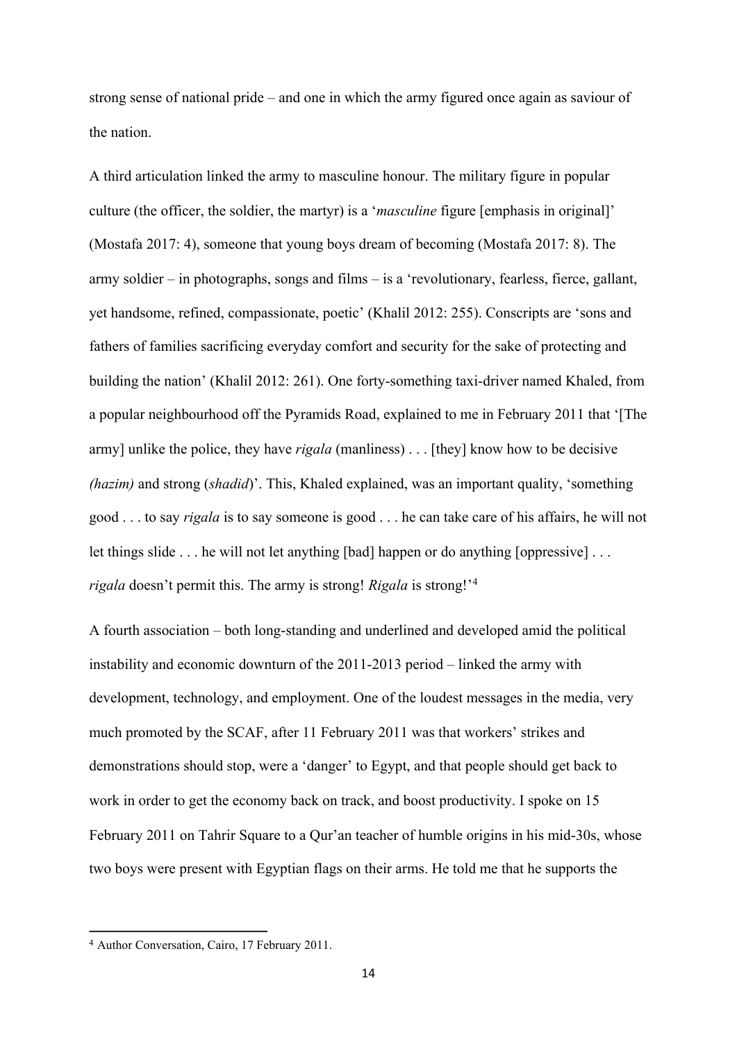strong sense of national pride – and one in which the army figured once again as saviour of the nation.

A third articulation linked the army to masculine honour. The military figure in popular culture (the officer, the soldier, the martyr) is a '*masculine* figure [emphasis in original]' (Mostafa 2017: 4), someone that young boys dream of becoming (Mostafa 2017: 8). The army soldier – in photographs, songs and films – is a 'revolutionary, fearless, fierce, gallant, yet handsome, refined, compassionate, poetic' (Khalil 2012: 255). Conscripts are 'sons and fathers of families sacrificing everyday comfort and security for the sake of protecting and building the nation' (Khalil 2012: 261). One forty-something taxi-driver named Khaled, from a popular neighbourhood off the Pyramids Road, explained to me in February 2011 that '[The army] unlike the police, they have *rigala* (manliness) . . . [they] know how to be decisive *(hazim)* and strong (*shadid*)'. This, Khaled explained, was an important quality, 'something good . . . to say *rigala* is to say someone is good . . . he can take care of his affairs, he will not let things slide . . . he will not let anything [bad] happen or do anything [oppressive] . . . *rigala* doesn't permit this. The army is strong! *Rigala* is strong!'[4]

A fourth association – both long-standing and underlined and developed amid the political instability and economic downturn of the 2011-2013 period – linked the army with development, technology, and employment. One of the loudest messages in the media, very much promoted by the SCAF, after 11 February 2011 was that workers' strikes and demonstrations should stop, were a 'danger' to Egypt, and that people should get back to work in order to get the economy back on track, and boost productivity. I spoke on 15 February 2011 on Tahrir Square to a Qur'an teacher of humble origins in his mid-30s, whose two boys were present with Egyptian flags on their arms. He told me that he supports the

[4] Author Conversation, Cairo, 17 February 2011.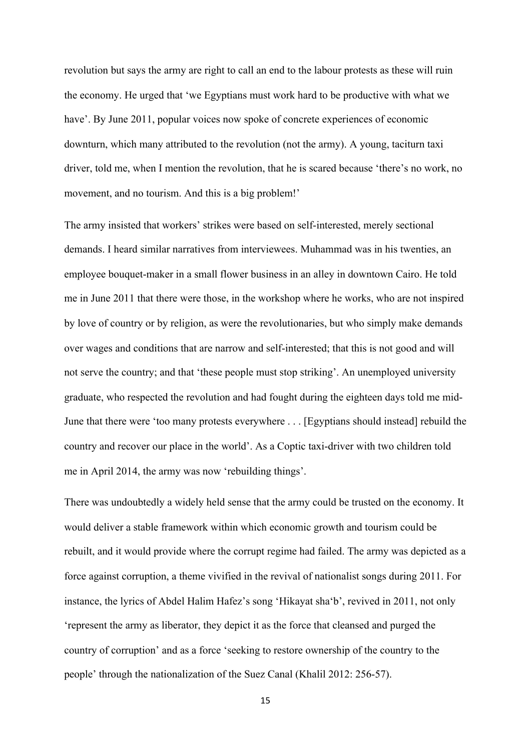revolution but says the army are right to call an end to the labour protests as these will ruin the economy. He urged that 'we Egyptians must work hard to be productive with what we have'. By June 2011, popular voices now spoke of concrete experiences of economic downturn, which many attributed to the revolution (not the army). A young, taciturn taxi driver, told me, when I mention the revolution, that he is scared because 'there's no work, no movement, and no tourism. And this is a big problem!'

The army insisted that workers' strikes were based on self-interested, merely sectional demands. I heard similar narratives from interviewees. Muhammad was in his twenties, an employee bouquet-maker in a small flower business in an alley in downtown Cairo. He told me in June 2011 that there were those, in the workshop where he works, who are not inspired by love of country or by religion, as were the revolutionaries, but who simply make demands over wages and conditions that are narrow and self-interested; that this is not good and will not serve the country; and that 'these people must stop striking'. An unemployed university graduate, who respected the revolution and had fought during the eighteen days told me mid-June that there were 'too many protests everywhere . . . [Egyptians should instead] rebuild the country and recover our place in the world'. As a Coptic taxi-driver with two children told me in April 2014, the army was now 'rebuilding things'.

There was undoubtedly a widely held sense that the army could be trusted on the economy. It would deliver a stable framework within which economic growth and tourism could be rebuilt, and it would provide where the corrupt regime had failed. The army was depicted as a force against corruption, a theme vivified in the revival of nationalist songs during 2011. For instance, the lyrics of Abdel Halim Hafez's song 'Hikayat sha'b', revived in 2011, not only 'represent the army as liberator, they depict it as the force that cleansed and purged the country of corruption' and as a force 'seeking to restore ownership of the country to the people' through the nationalization of the Suez Canal (Khalil 2012: 256-57).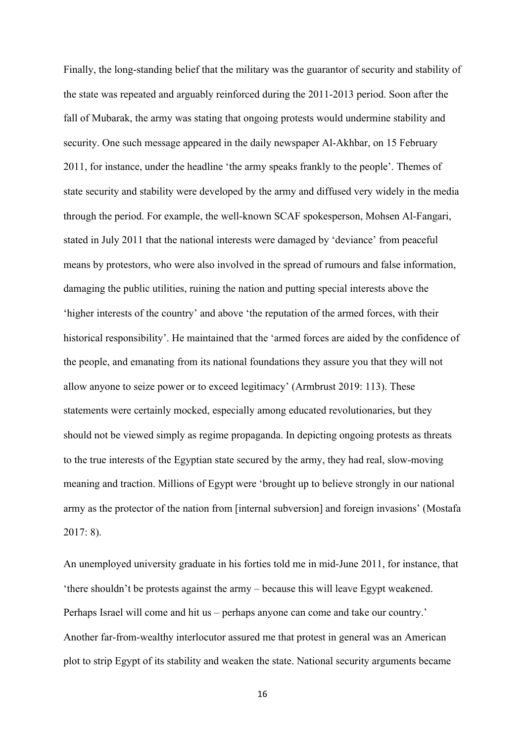Finally, the long-standing belief that the military was the guarantor of security and stability of the state was repeated and arguably reinforced during the 2011-2013 period. Soon after the fall of Mubarak, the army was stating that ongoing protests would undermine stability and security. One such message appeared in the daily newspaper Al-Akhbar, on 15 February 2011, for instance, under the headline 'the army speaks frankly to the people'. Themes of state security and stability were developed by the army and diffused very widely in the media through the period. For example, the well-known SCAF spokesperson, Mohsen Al-Fangari, stated in July 2011 that the national interests were damaged by 'deviance' from peaceful means by protestors, who were also involved in the spread of rumours and false information, damaging the public utilities, ruining the nation and putting special interests above the 'higher interests of the country' and above 'the reputation of the armed forces, with their historical responsibility'. He maintained that the 'armed forces are aided by the confidence of the people, and emanating from its national foundations they assure you that they will not allow anyone to seize power or to exceed legitimacy' (Armbrust 2019: 113). These statements were certainly mocked, especially among educated revolutionaries, but they should not be viewed simply as regime propaganda. In depicting ongoing protests as threats to the true interests of the Egyptian state secured by the army, they had real, slow-moving meaning and traction. Millions of Egypt were 'brought up to believe strongly in our national army as the protector of the nation from [internal subversion] and foreign invasions' (Mostafa 2017: 8).

An unemployed university graduate in his forties told me in mid-June 2011, for instance, that 'there shouldn't be protests against the army – because this will leave Egypt weakened. Perhaps Israel will come and hit us – perhaps anyone can come and take our country.' Another far-from-wealthy interlocutor assured me that protest in general was an American plot to strip Egypt of its stability and weaken the state. National security arguments became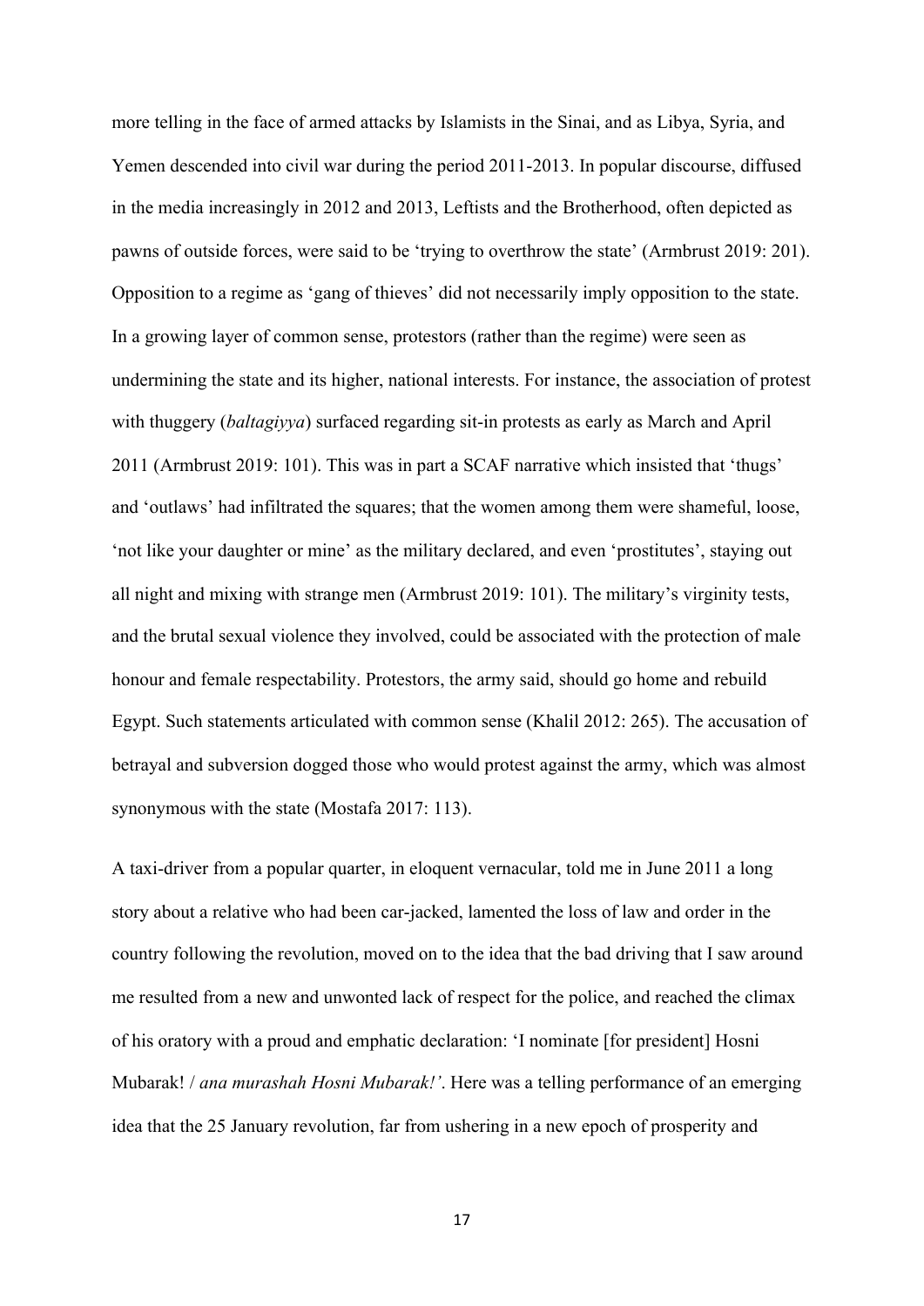more telling in the face of armed attacks by Islamists in the Sinai, and as Libya, Syria, and Yemen descended into civil war during the period 2011-2013. In popular discourse, diffused in the media increasingly in 2012 and 2013, Leftists and the Brotherhood, often depicted as pawns of outside forces, were said to be 'trying to overthrow the state' (Armbrust 2019: 201). Opposition to a regime as 'gang of thieves' did not necessarily imply opposition to the state. In a growing layer of common sense, protestors (rather than the regime) were seen as undermining the state and its higher, national interests. For instance, the association of protest with thuggery (*baltagiyya*) surfaced regarding sit-in protests as early as March and April 2011 (Armbrust 2019: 101). This was in part a SCAF narrative which insisted that 'thugs' and 'outlaws' had infiltrated the squares; that the women among them were shameful, loose, 'not like your daughter or mine' as the military declared, and even 'prostitutes', staying out all night and mixing with strange men (Armbrust 2019: 101). The military's virginity tests, and the brutal sexual violence they involved, could be associated with the protection of male honour and female respectability. Protestors, the army said, should go home and rebuild Egypt. Such statements articulated with common sense (Khalil 2012: 265). The accusation of betrayal and subversion dogged those who would protest against the army, which was almost synonymous with the state (Mostafa 2017: 113).

A taxi-driver from a popular quarter, in eloquent vernacular, told me in June 2011 a long story about a relative who had been car-jacked, lamented the loss of law and order in the country following the revolution, moved on to the idea that the bad driving that I saw around me resulted from a new and unwonted lack of respect for the police, and reached the climax of his oratory with a proud and emphatic declaration: 'I nominate [for president] Hosni Mubarak! / *ana murashah Hosni Mubarak!'*. Here was a telling performance of an emerging idea that the 25 January revolution, far from ushering in a new epoch of prosperity and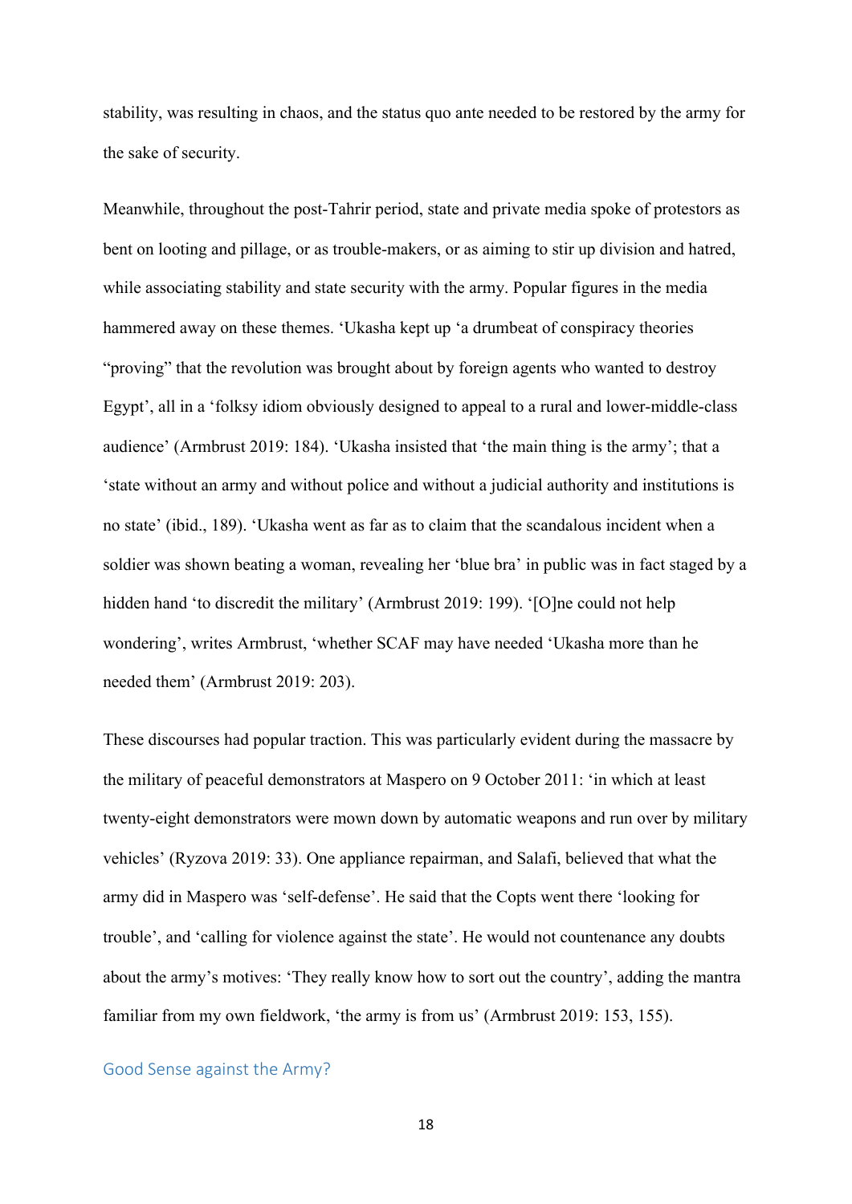stability, was resulting in chaos, and the status quo ante needed to be restored by the army for the sake of security.

Meanwhile, throughout the post-Tahrir period, state and private media spoke of protestors as bent on looting and pillage, or as trouble-makers, or as aiming to stir up division and hatred, while associating stability and state security with the army. Popular figures in the media hammered away on these themes. 'Ukasha kept up 'a drumbeat of conspiracy theories "proving" that the revolution was brought about by foreign agents who wanted to destroy Egypt', all in a 'folksy idiom obviously designed to appeal to a rural and lower-middle-class audience' (Armbrust 2019: 184). 'Ukasha insisted that 'the main thing is the army'; that a 'state without an army and without police and without a judicial authority and institutions is no state' (ibid., 189). 'Ukasha went as far as to claim that the scandalous incident when a soldier was shown beating a woman, revealing her 'blue bra' in public was in fact staged by a hidden hand 'to discredit the military' (Armbrust 2019: 199). '[O]ne could not help wondering', writes Armbrust, 'whether SCAF may have needed 'Ukasha more than he needed them' (Armbrust 2019: 203).

These discourses had popular traction. This was particularly evident during the massacre by the military of peaceful demonstrators at Maspero on 9 October 2011: 'in which at least twenty-eight demonstrators were mown down by automatic weapons and run over by military vehicles' (Ryzova 2019: 33). One appliance repairman, and Salafi, believed that what the army did in Maspero was 'self-defense'. He said that the Copts went there 'looking for trouble', and 'calling for violence against the state'. He would not countenance any doubts about the army's motives: 'They really know how to sort out the country', adding the mantra familiar from my own fieldwork, 'the army is from us' (Armbrust 2019: 153, 155).

## Good Sense against the Army?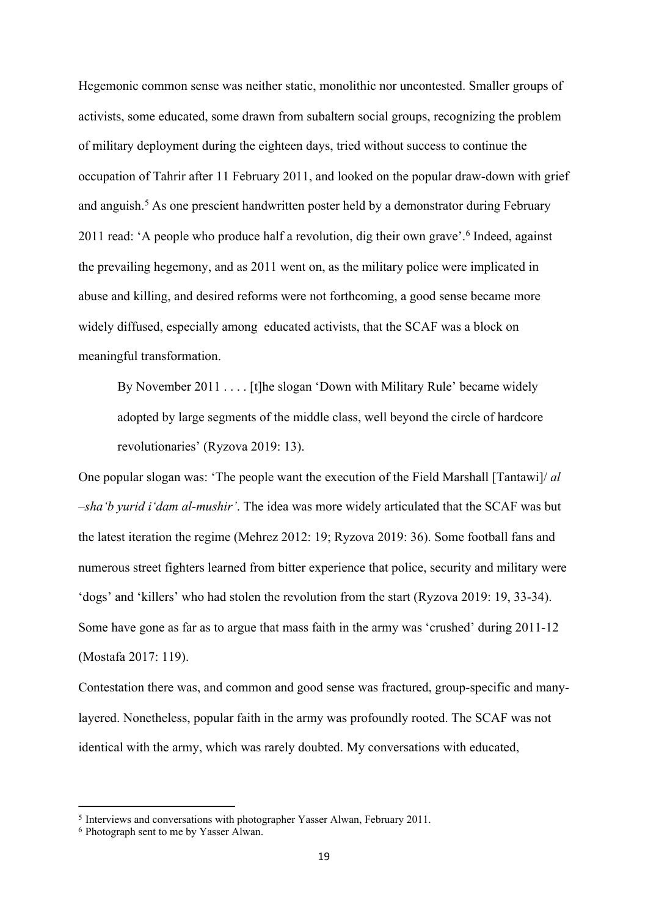Hegemonic common sense was neither static, monolithic nor uncontested. Smaller groups of activists, some educated, some drawn from subaltern social groups, recognizing the problem of military deployment during the eighteen days, tried without success to continue the occupation of Tahrir after 11 February 2011, and looked on the popular draw-down with grief and anguish.[5] As one prescient handwritten poster held by a demonstrator during February 2011 read: 'A people who produce half a revolution, dig their own grave'.[6] Indeed, against the prevailing hegemony, and as 2011 went on, as the military police were implicated in abuse and killing, and desired reforms were not forthcoming, a good sense became more widely diffused, especially among educated activists, that the SCAF was a block on meaningful transformation.

> By November 2011 . . . . [t]he slogan 'Down with Military Rule' became widely adopted by large segments of the middle class, well beyond the circle of hardcore revolutionaries' (Ryzova 2019: 13).

One popular slogan was: 'The people want the execution of the Field Marshall [Tantawi]/ *al –sha'b yurid i'dam al-mushir'*. The idea was more widely articulated that the SCAF was but the latest iteration the regime (Mehrez 2012: 19; Ryzova 2019: 36). Some football fans and numerous street fighters learned from bitter experience that police, security and military were 'dogs' and 'killers' who had stolen the revolution from the start (Ryzova 2019: 19, 33-34). Some have gone as far as to argue that mass faith in the army was 'crushed' during 2011-12 (Mostafa 2017: 119).

Contestation there was, and common and good sense was fractured, group-specific and many-layered. Nonetheless, popular faith in the army was profoundly rooted. The SCAF was not identical with the army, which was rarely doubted. My conversations with educated,

---

[5] Interviews and conversations with photographer Yasser Alwan, February 2011.

[6] Photograph sent to me by Yasser Alwan.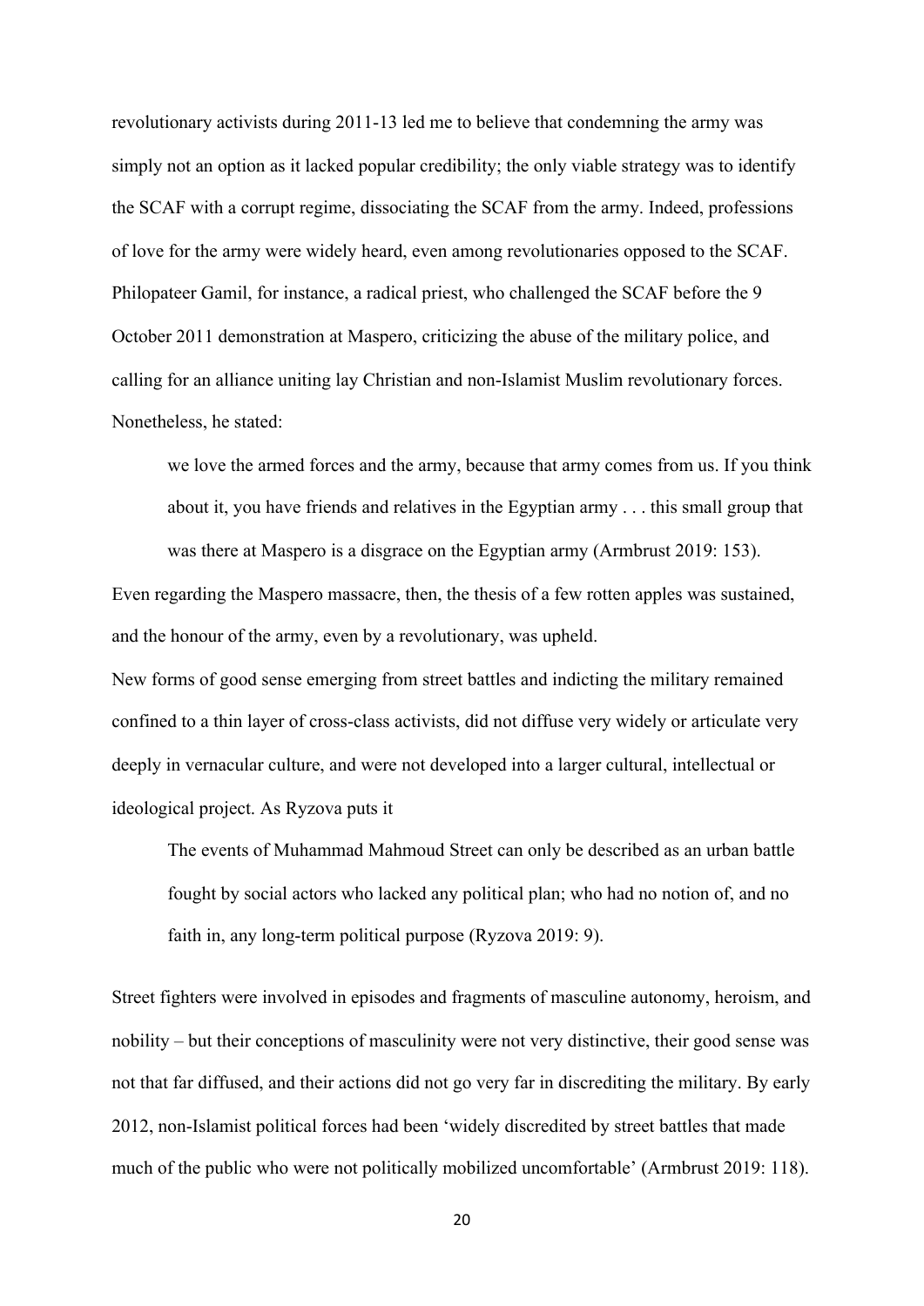revolutionary activists during 2011-13 led me to believe that condemning the army was simply not an option as it lacked popular credibility; the only viable strategy was to identify the SCAF with a corrupt regime, dissociating the SCAF from the army. Indeed, professions of love for the army were widely heard, even among revolutionaries opposed to the SCAF. Philopateer Gamil, for instance, a radical priest, who challenged the SCAF before the 9 October 2011 demonstration at Maspero, criticizing the abuse of the military police, and calling for an alliance uniting lay Christian and non-Islamist Muslim revolutionary forces. Nonetheless, he stated:

> we love the armed forces and the army, because that army comes from us. If you think about it, you have friends and relatives in the Egyptian army . . . this small group that was there at Maspero is a disgrace on the Egyptian army (Armbrust 2019: 153).

Even regarding the Maspero massacre, then, the thesis of a few rotten apples was sustained, and the honour of the army, even by a revolutionary, was upheld.

New forms of good sense emerging from street battles and indicting the military remained confined to a thin layer of cross-class activists, did not diffuse very widely or articulate very deeply in vernacular culture, and were not developed into a larger cultural, intellectual or ideological project. As Ryzova puts it

> The events of Muhammad Mahmoud Street can only be described as an urban battle fought by social actors who lacked any political plan; who had no notion of, and no faith in, any long-term political purpose (Ryzova 2019: 9).

Street fighters were involved in episodes and fragments of masculine autonomy, heroism, and nobility – but their conceptions of masculinity were not very distinctive, their good sense was not that far diffused, and their actions did not go very far in discrediting the military. By early 2012, non-Islamist political forces had been 'widely discredited by street battles that made much of the public who were not politically mobilized uncomfortable' (Armbrust 2019: 118).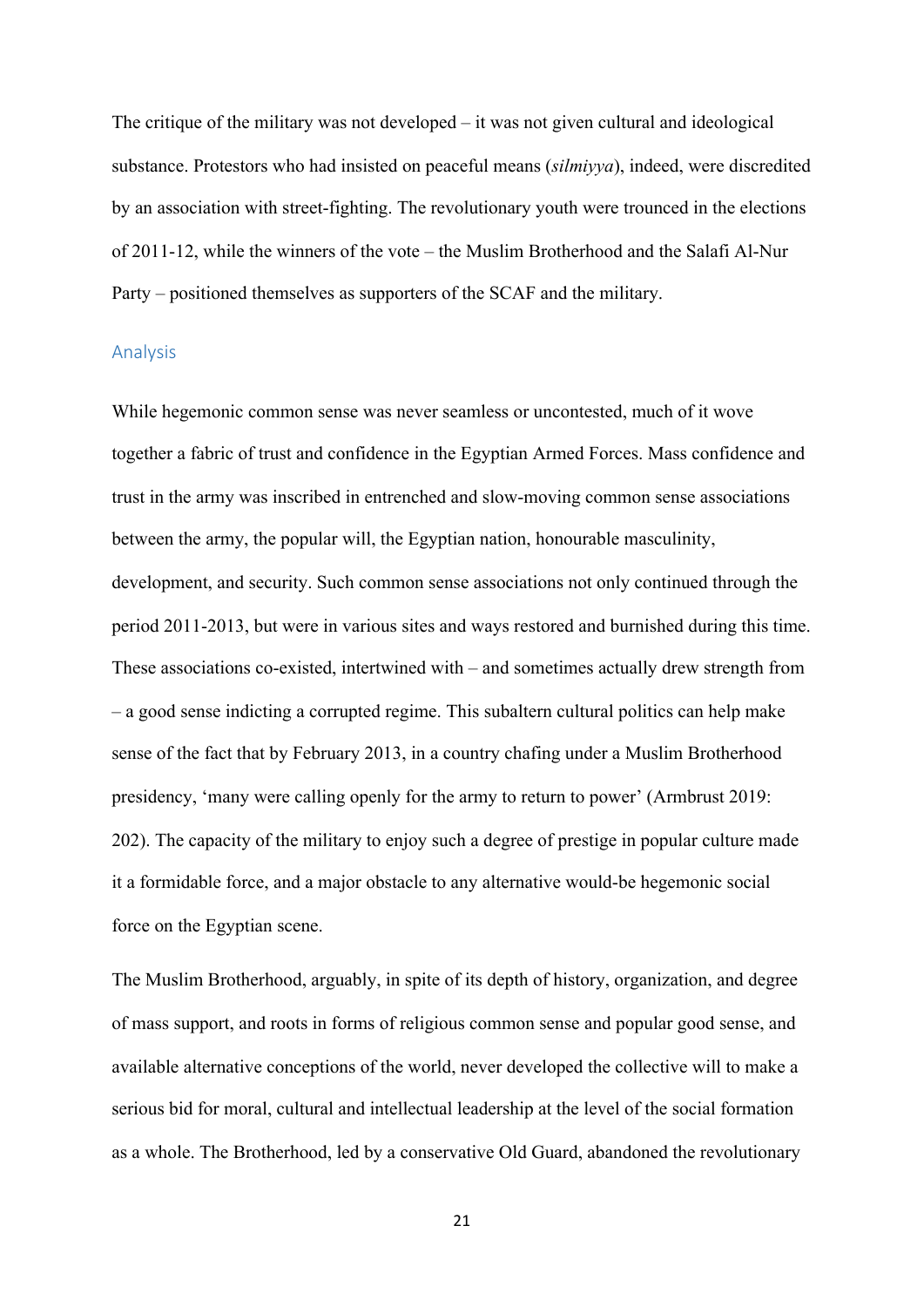The critique of the military was not developed – it was not given cultural and ideological substance. Protestors who had insisted on peaceful means (*silmiyya*), indeed, were discredited by an association with street-fighting. The revolutionary youth were trounced in the elections of 2011-12, while the winners of the vote – the Muslim Brotherhood and the Salafi Al-Nur Party – positioned themselves as supporters of the SCAF and the military.

## Analysis

While hegemonic common sense was never seamless or uncontested, much of it wove together a fabric of trust and confidence in the Egyptian Armed Forces. Mass confidence and trust in the army was inscribed in entrenched and slow-moving common sense associations between the army, the popular will, the Egyptian nation, honourable masculinity, development, and security. Such common sense associations not only continued through the period 2011-2013, but were in various sites and ways restored and burnished during this time. These associations co-existed, intertwined with – and sometimes actually drew strength from – a good sense indicting a corrupted regime. This subaltern cultural politics can help make sense of the fact that by February 2013, in a country chafing under a Muslim Brotherhood presidency, 'many were calling openly for the army to return to power' (Armbrust 2019: 202). The capacity of the military to enjoy such a degree of prestige in popular culture made it a formidable force, and a major obstacle to any alternative would-be hegemonic social force on the Egyptian scene.

The Muslim Brotherhood, arguably, in spite of its depth of history, organization, and degree of mass support, and roots in forms of religious common sense and popular good sense, and available alternative conceptions of the world, never developed the collective will to make a serious bid for moral, cultural and intellectual leadership at the level of the social formation as a whole. The Brotherhood, led by a conservative Old Guard, abandoned the revolutionary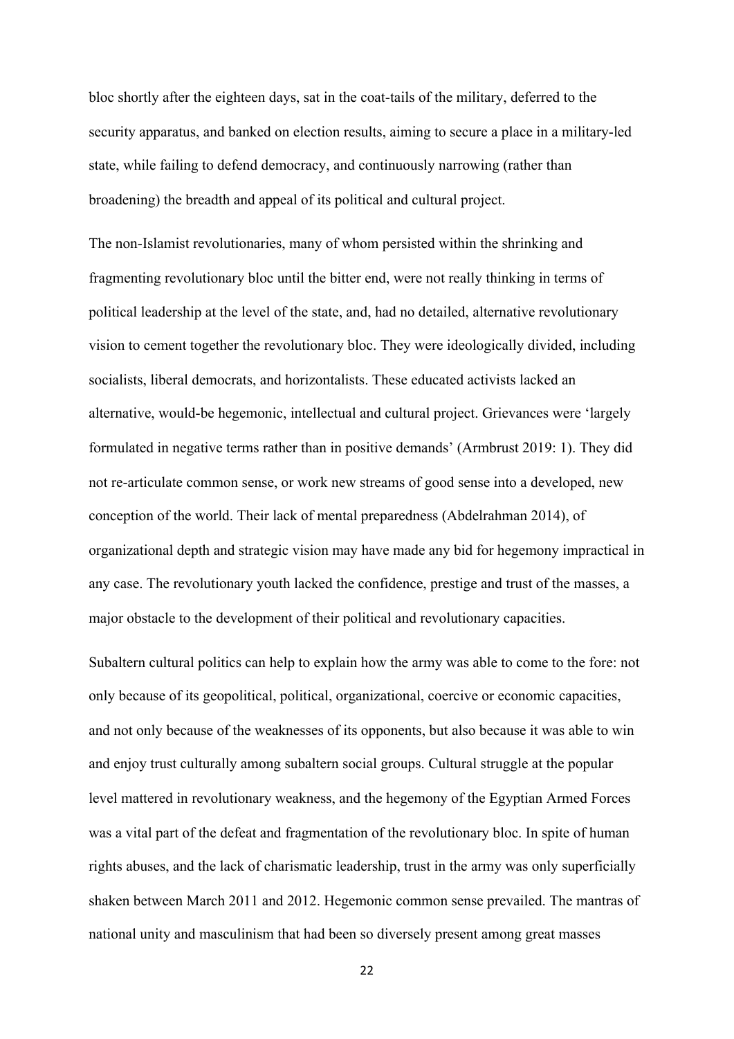bloc shortly after the eighteen days, sat in the coat-tails of the military, deferred to the security apparatus, and banked on election results, aiming to secure a place in a military-led state, while failing to defend democracy, and continuously narrowing (rather than broadening) the breadth and appeal of its political and cultural project.

The non-Islamist revolutionaries, many of whom persisted within the shrinking and fragmenting revolutionary bloc until the bitter end, were not really thinking in terms of political leadership at the level of the state, and, had no detailed, alternative revolutionary vision to cement together the revolutionary bloc. They were ideologically divided, including socialists, liberal democrats, and horizontalists. These educated activists lacked an alternative, would-be hegemonic, intellectual and cultural project. Grievances were 'largely formulated in negative terms rather than in positive demands' (Armbrust 2019: 1). They did not re-articulate common sense, or work new streams of good sense into a developed, new conception of the world. Their lack of mental preparedness (Abdelrahman 2014), of organizational depth and strategic vision may have made any bid for hegemony impractical in any case. The revolutionary youth lacked the confidence, prestige and trust of the masses, a major obstacle to the development of their political and revolutionary capacities.

Subaltern cultural politics can help to explain how the army was able to come to the fore: not only because of its geopolitical, political, organizational, coercive or economic capacities, and not only because of the weaknesses of its opponents, but also because it was able to win and enjoy trust culturally among subaltern social groups. Cultural struggle at the popular level mattered in revolutionary weakness, and the hegemony of the Egyptian Armed Forces was a vital part of the defeat and fragmentation of the revolutionary bloc. In spite of human rights abuses, and the lack of charismatic leadership, trust in the army was only superficially shaken between March 2011 and 2012. Hegemonic common sense prevailed. The mantras of national unity and masculinism that had been so diversely present among great masses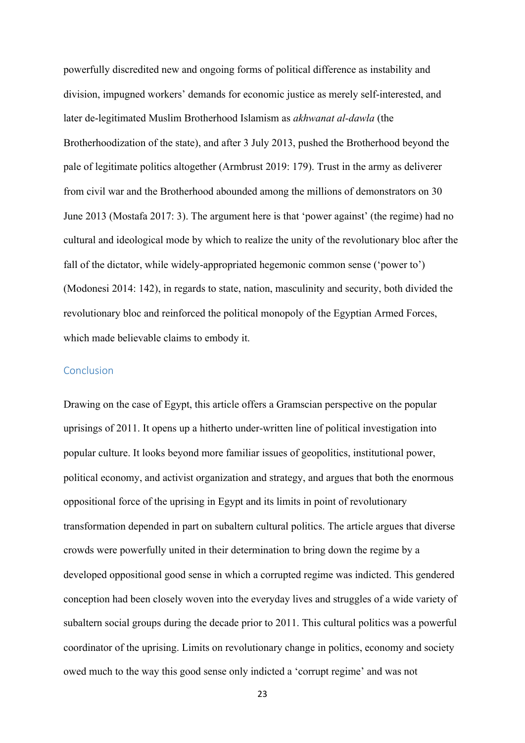powerfully discredited new and ongoing forms of political difference as instability and division, impugned workers' demands for economic justice as merely self-interested, and later de-legitimated Muslim Brotherhood Islamism as *akhwanat al-dawla* (the Brotherhoodization of the state), and after 3 July 2013, pushed the Brotherhood beyond the pale of legitimate politics altogether (Armbrust 2019: 179). Trust in the army as deliverer from civil war and the Brotherhood abounded among the millions of demonstrators on 30 June 2013 (Mostafa 2017: 3). The argument here is that 'power against' (the regime) had no cultural and ideological mode by which to realize the unity of the revolutionary bloc after the fall of the dictator, while widely-appropriated hegemonic common sense ('power to') (Modonesi 2014: 142), in regards to state, nation, masculinity and security, both divided the revolutionary bloc and reinforced the political monopoly of the Egyptian Armed Forces, which made believable claims to embody it.

## Conclusion

Drawing on the case of Egypt, this article offers a Gramscian perspective on the popular uprisings of 2011. It opens up a hitherto under-written line of political investigation into popular culture. It looks beyond more familiar issues of geopolitics, institutional power, political economy, and activist organization and strategy, and argues that both the enormous oppositional force of the uprising in Egypt and its limits in point of revolutionary transformation depended in part on subaltern cultural politics. The article argues that diverse crowds were powerfully united in their determination to bring down the regime by a developed oppositional good sense in which a corrupted regime was indicted. This gendered conception had been closely woven into the everyday lives and struggles of a wide variety of subaltern social groups during the decade prior to 2011. This cultural politics was a powerful coordinator of the uprising. Limits on revolutionary change in politics, economy and society owed much to the way this good sense only indicted a 'corrupt regime' and was not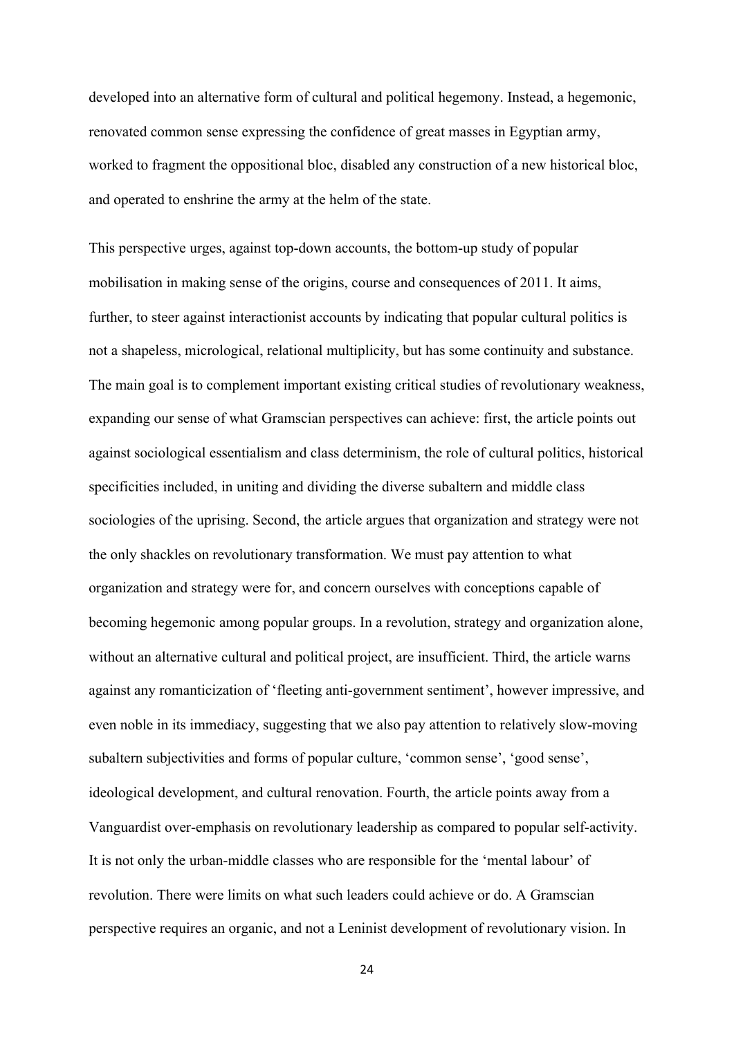developed into an alternative form of cultural and political hegemony. Instead, a hegemonic, renovated common sense expressing the confidence of great masses in Egyptian army, worked to fragment the oppositional bloc, disabled any construction of a new historical bloc, and operated to enshrine the army at the helm of the state.

This perspective urges, against top-down accounts, the bottom-up study of popular mobilisation in making sense of the origins, course and consequences of 2011. It aims, further, to steer against interactionist accounts by indicating that popular cultural politics is not a shapeless, micrological, relational multiplicity, but has some continuity and substance. The main goal is to complement important existing critical studies of revolutionary weakness, expanding our sense of what Gramscian perspectives can achieve: first, the article points out against sociological essentialism and class determinism, the role of cultural politics, historical specificities included, in uniting and dividing the diverse subaltern and middle class sociologies of the uprising. Second, the article argues that organization and strategy were not the only shackles on revolutionary transformation. We must pay attention to what organization and strategy were for, and concern ourselves with conceptions capable of becoming hegemonic among popular groups. In a revolution, strategy and organization alone, without an alternative cultural and political project, are insufficient. Third, the article warns against any romanticization of 'fleeting anti-government sentiment', however impressive, and even noble in its immediacy, suggesting that we also pay attention to relatively slow-moving subaltern subjectivities and forms of popular culture, 'common sense', 'good sense', ideological development, and cultural renovation. Fourth, the article points away from a Vanguardist over-emphasis on revolutionary leadership as compared to popular self-activity. It is not only the urban-middle classes who are responsible for the 'mental labour' of revolution. There were limits on what such leaders could achieve or do. A Gramscian perspective requires an organic, and not a Leninist development of revolutionary vision. In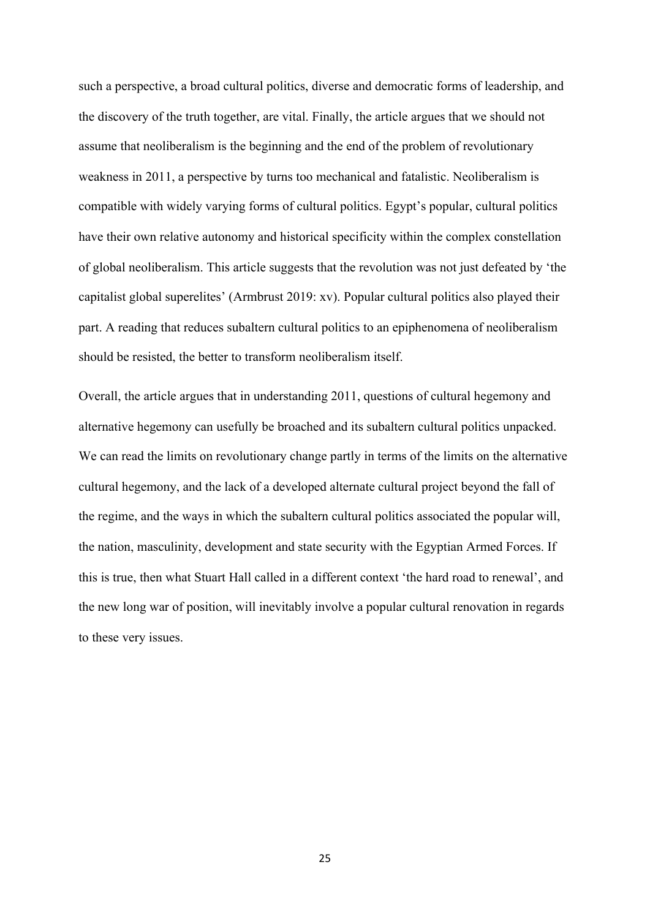such a perspective, a broad cultural politics, diverse and democratic forms of leadership, and the discovery of the truth together, are vital. Finally, the article argues that we should not assume that neoliberalism is the beginning and the end of the problem of revolutionary weakness in 2011, a perspective by turns too mechanical and fatalistic. Neoliberalism is compatible with widely varying forms of cultural politics. Egypt's popular, cultural politics have their own relative autonomy and historical specificity within the complex constellation of global neoliberalism. This article suggests that the revolution was not just defeated by 'the capitalist global superelites' (Armbrust 2019: xv). Popular cultural politics also played their part. A reading that reduces subaltern cultural politics to an epiphenomena of neoliberalism should be resisted, the better to transform neoliberalism itself.

Overall, the article argues that in understanding 2011, questions of cultural hegemony and alternative hegemony can usefully be broached and its subaltern cultural politics unpacked. We can read the limits on revolutionary change partly in terms of the limits on the alternative cultural hegemony, and the lack of a developed alternate cultural project beyond the fall of the regime, and the ways in which the subaltern cultural politics associated the popular will, the nation, masculinity, development and state security with the Egyptian Armed Forces. If this is true, then what Stuart Hall called in a different context 'the hard road to renewal', and the new long war of position, will inevitably involve a popular cultural renovation in regards to these very issues.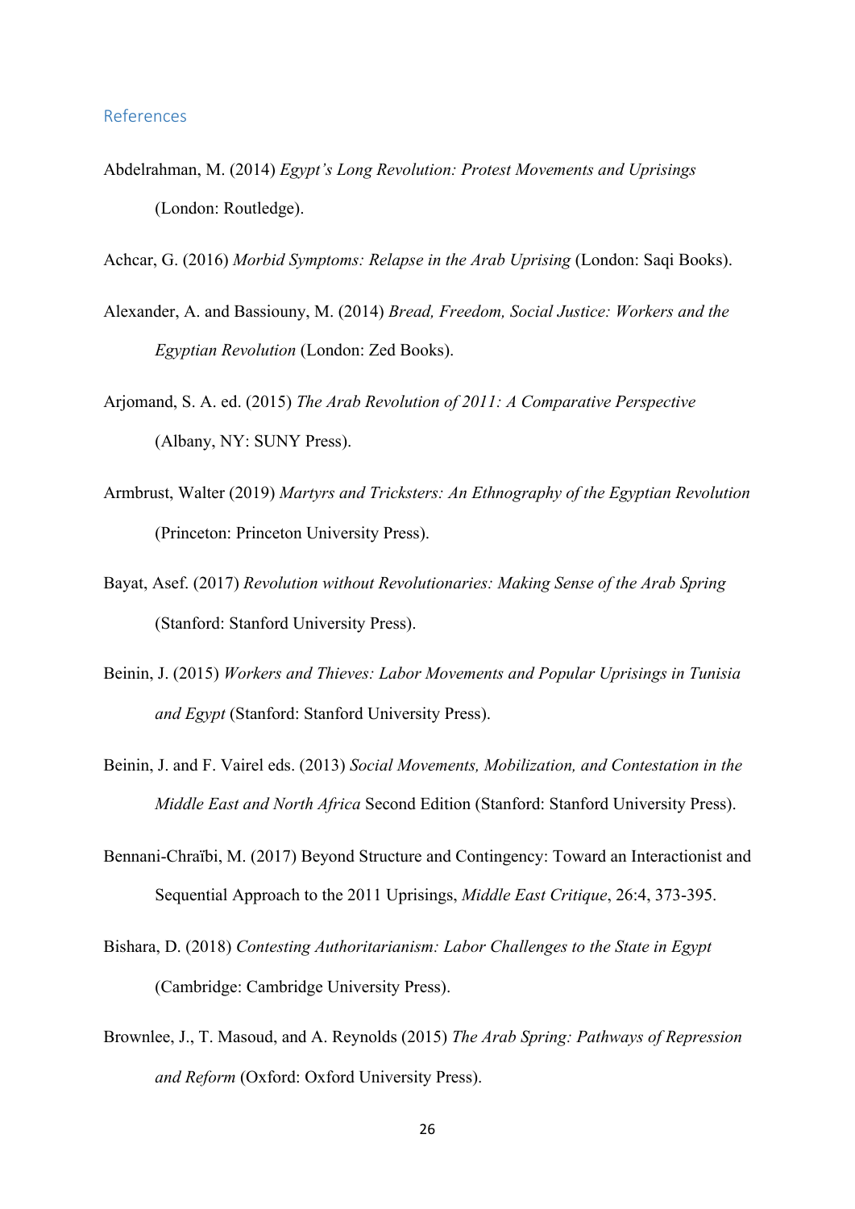## References

Abdelrahman, M. (2014) *Egypt's Long Revolution: Protest Movements and Uprisings* (London: Routledge).

Achcar, G. (2016) *Morbid Symptoms: Relapse in the Arab Uprising* (London: Saqi Books).

Alexander, A. and Bassiouny, M. (2014) *Bread, Freedom, Social Justice: Workers and the Egyptian Revolution* (London: Zed Books).

Arjomand, S. A. ed. (2015) *The Arab Revolution of 2011: A Comparative Perspective* (Albany, NY: SUNY Press).

Armbrust, Walter (2019) *Martyrs and Tricksters: An Ethnography of the Egyptian Revolution* (Princeton: Princeton University Press).

Bayat, Asef. (2017) *Revolution without Revolutionaries: Making Sense of the Arab Spring* (Stanford: Stanford University Press).

Beinin, J. (2015) *Workers and Thieves: Labor Movements and Popular Uprisings in Tunisia and Egypt* (Stanford: Stanford University Press).

Beinin, J. and F. Vairel eds. (2013) *Social Movements, Mobilization, and Contestation in the Middle East and North Africa* Second Edition (Stanford: Stanford University Press).

Bennani-Chraïbi, M. (2017) Beyond Structure and Contingency: Toward an Interactionist and Sequential Approach to the 2011 Uprisings, *Middle East Critique*, 26:4, 373-395.

Bishara, D. (2018) *Contesting Authoritarianism: Labor Challenges to the State in Egypt* (Cambridge: Cambridge University Press).

Brownlee, J., T. Masoud, and A. Reynolds (2015) *The Arab Spring: Pathways of Repression and Reform* (Oxford: Oxford University Press).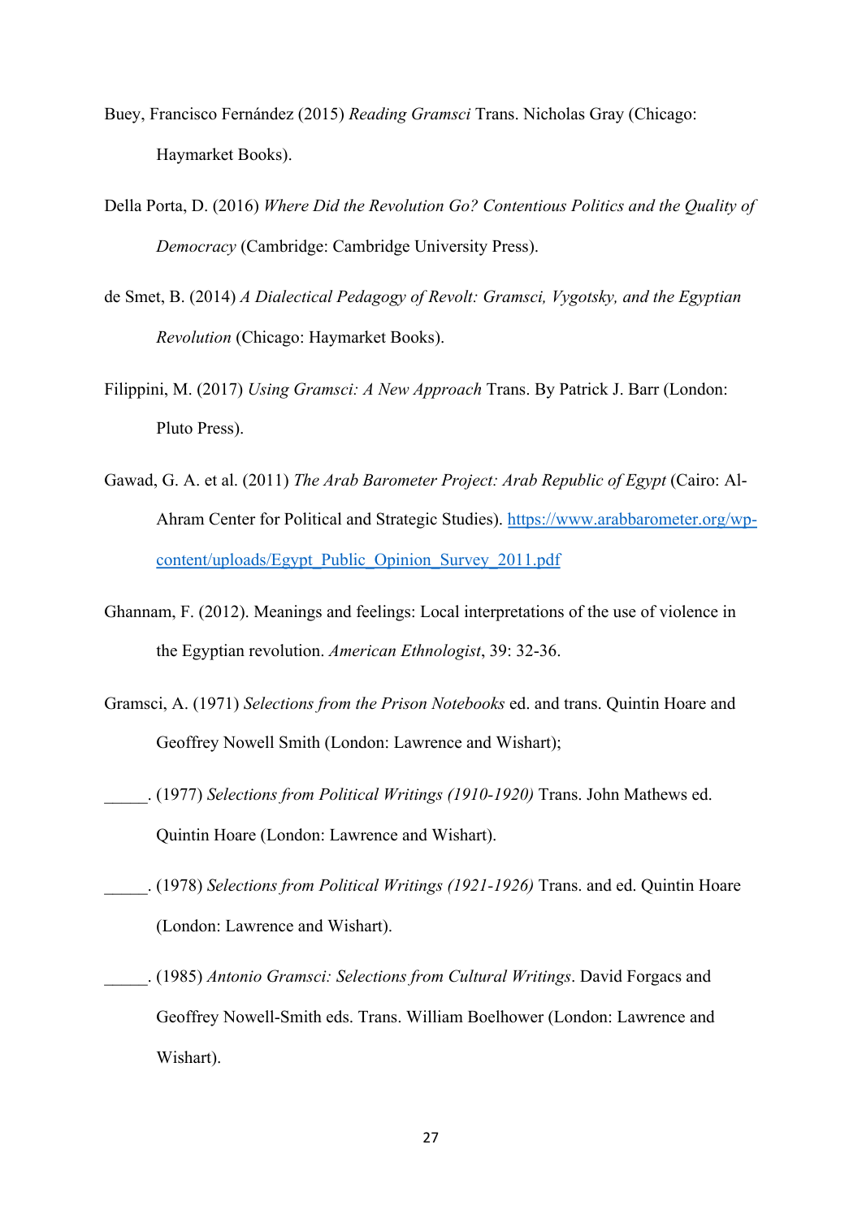Buey, Francisco Fernández (2015) *Reading Gramsci* Trans. Nicholas Gray (Chicago: Haymarket Books).

Della Porta, D. (2016) *Where Did the Revolution Go? Contentious Politics and the Quality of Democracy* (Cambridge: Cambridge University Press).

de Smet, B. (2014) *A Dialectical Pedagogy of Revolt: Gramsci, Vygotsky, and the Egyptian Revolution* (Chicago: Haymarket Books).

Filippini, M. (2017) *Using Gramsci: A New Approach* Trans. By Patrick J. Barr (London: Pluto Press).

Gawad, G. A. et al. (2011) *The Arab Barometer Project: Arab Republic of Egypt* (Cairo: Al-Ahram Center for Political and Strategic Studies). [https://www.arabbarometer.org/wp-content/uploads/Egypt_Public_Opinion_Survey_2011.pdf](https://www.arabbarometer.org/wp-content/uploads/Egypt_Public_Opinion_Survey_2011.pdf)

Ghannam, F. (2012). Meanings and feelings: Local interpretations of the use of violence in the Egyptian revolution. *American Ethnologist*, 39: 32-36.

Gramsci, A. (1971) *Selections from the Prison Notebooks* ed. and trans. Quintin Hoare and Geoffrey Nowell Smith (London: Lawrence and Wishart);

_____. (1977) *Selections from Political Writings (1910-1920)* Trans. John Mathews ed. Quintin Hoare (London: Lawrence and Wishart).

_____. (1978) *Selections from Political Writings (1921-1926)* Trans. and ed. Quintin Hoare (London: Lawrence and Wishart).

_____. (1985) *Antonio Gramsci: Selections from Cultural Writings*. David Forgacs and Geoffrey Nowell-Smith eds. Trans. William Boelhower (London: Lawrence and Wishart).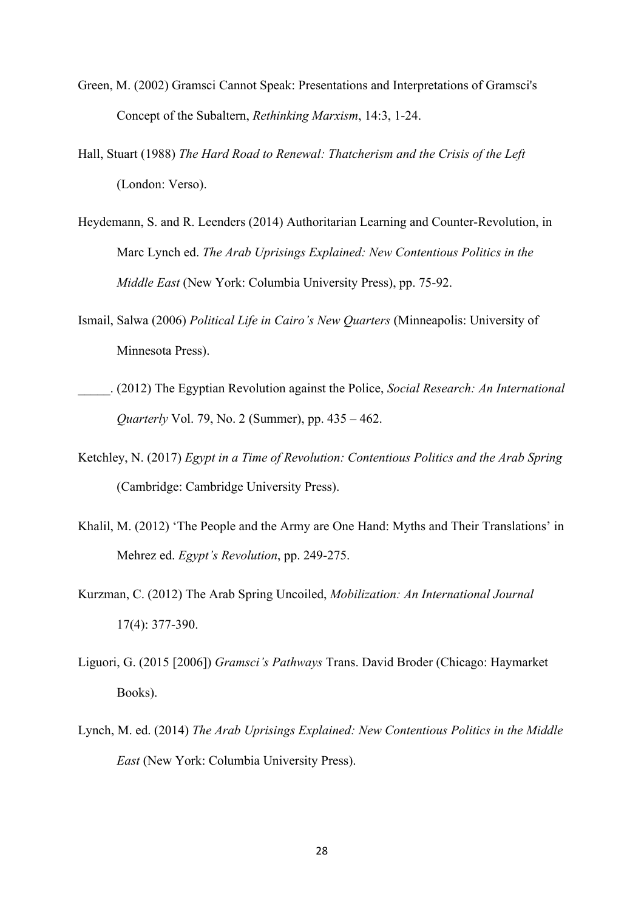Green, M. (2002) Gramsci Cannot Speak: Presentations and Interpretations of Gramsci's Concept of the Subaltern, *Rethinking Marxism*, 14:3, 1-24.

Hall, Stuart (1988) *The Hard Road to Renewal: Thatcherism and the Crisis of the Left* (London: Verso).

Heydemann, S. and R. Leenders (2014) Authoritarian Learning and Counter-Revolution, in Marc Lynch ed. *The Arab Uprisings Explained: New Contentious Politics in the Middle East* (New York: Columbia University Press), pp. 75-92.

Ismail, Salwa (2006) *Political Life in Cairo's New Quarters* (Minneapolis: University of Minnesota Press).

_____. (2012) The Egyptian Revolution against the Police, *Social Research: An International Quarterly* Vol. 79, No. 2 (Summer), pp. 435 – 462.

Ketchley, N. (2017) *Egypt in a Time of Revolution: Contentious Politics and the Arab Spring* (Cambridge: Cambridge University Press).

Khalil, M. (2012) 'The People and the Army are One Hand: Myths and Their Translations' in Mehrez ed. *Egypt's Revolution*, pp. 249-275.

Kurzman, C. (2012) The Arab Spring Uncoiled, *Mobilization: An International Journal* 17(4): 377-390.

Liguori, G. (2015 [2006]) *Gramsci's Pathways* Trans. David Broder (Chicago: Haymarket Books).

Lynch, M. ed. (2014) *The Arab Uprisings Explained: New Contentious Politics in the Middle East* (New York: Columbia University Press).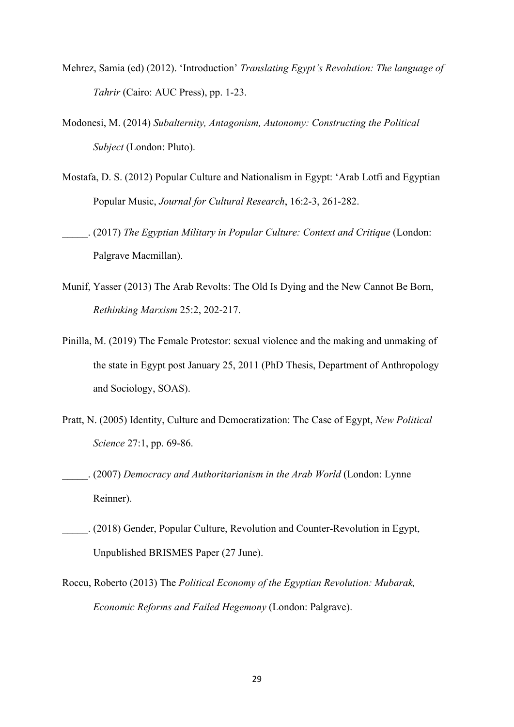Mehrez, Samia (ed) (2012). 'Introduction' *Translating Egypt's Revolution: The language of Tahrir* (Cairo: AUC Press), pp. 1-23.

Modonesi, M. (2014) *Subalternity, Antagonism, Autonomy: Constructing the Political Subject* (London: Pluto).

Mostafa, D. S. (2012) Popular Culture and Nationalism in Egypt: 'Arab Lotfi and Egyptian Popular Music, *Journal for Cultural Research*, 16:2-3, 261-282.

_____. (2017) *The Egyptian Military in Popular Culture: Context and Critique* (London: Palgrave Macmillan).

Munif, Yasser (2013) The Arab Revolts: The Old Is Dying and the New Cannot Be Born, *Rethinking Marxism* 25:2, 202-217.

Pinilla, M. (2019) The Female Protestor: sexual violence and the making and unmaking of the state in Egypt post January 25, 2011 (PhD Thesis, Department of Anthropology and Sociology, SOAS).

Pratt, N. (2005) Identity, Culture and Democratization: The Case of Egypt, *New Political Science* 27:1, pp. 69-86.

_____. (2007) *Democracy and Authoritarianism in the Arab World* (London: Lynne Reinner).

_____. (2018) Gender, Popular Culture, Revolution and Counter-Revolution in Egypt, Unpublished BRISMES Paper (27 June).

Roccu, Roberto (2013) The *Political Economy of the Egyptian Revolution: Mubarak, Economic Reforms and Failed Hegemony* (London: Palgrave).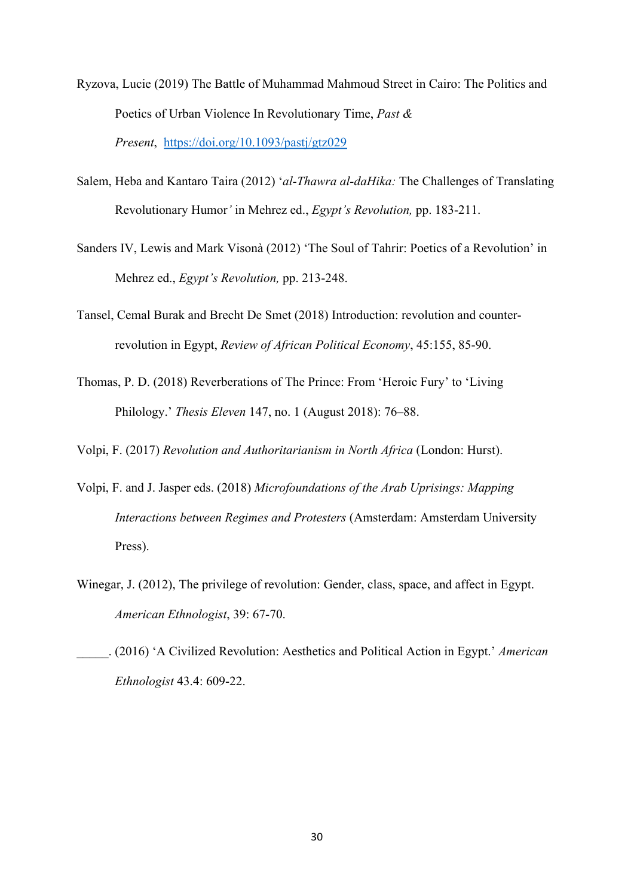Ryzova, Lucie (2019) The Battle of Muhammad Mahmoud Street in Cairo: The Politics and Poetics of Urban Violence In Revolutionary Time, *Past & Present*, https://doi.org/10.1093/pastj/gtz029

Salem, Heba and Kantaro Taira (2012) '*al-Thawra al-daHika:* The Challenges of Translating Revolutionary Humor*'* in Mehrez ed., *Egypt's Revolution,* pp. 183-211.

Sanders IV, Lewis and Mark Visonà (2012) 'The Soul of Tahrir: Poetics of a Revolution' in Mehrez ed., *Egypt's Revolution,* pp. 213-248.

Tansel, Cemal Burak and Brecht De Smet (2018) Introduction: revolution and counter-revolution in Egypt, *Review of African Political Economy*, 45:155, 85-90.

Thomas, P. D. (2018) Reverberations of The Prince: From 'Heroic Fury' to 'Living Philology.' *Thesis Eleven* 147, no. 1 (August 2018): 76–88.

Volpi, F. (2017) *Revolution and Authoritarianism in North Africa* (London: Hurst).

Volpi, F. and J. Jasper eds. (2018) *Microfoundations of the Arab Uprisings: Mapping Interactions between Regimes and Protesters* (Amsterdam: Amsterdam University Press).

Winegar, J. (2012), The privilege of revolution: Gender, class, space, and affect in Egypt. *American Ethnologist*, 39: 67-70.

_____. (2016) 'A Civilized Revolution: Aesthetics and Political Action in Egypt.' *American Ethnologist* 43.4: 609-22.